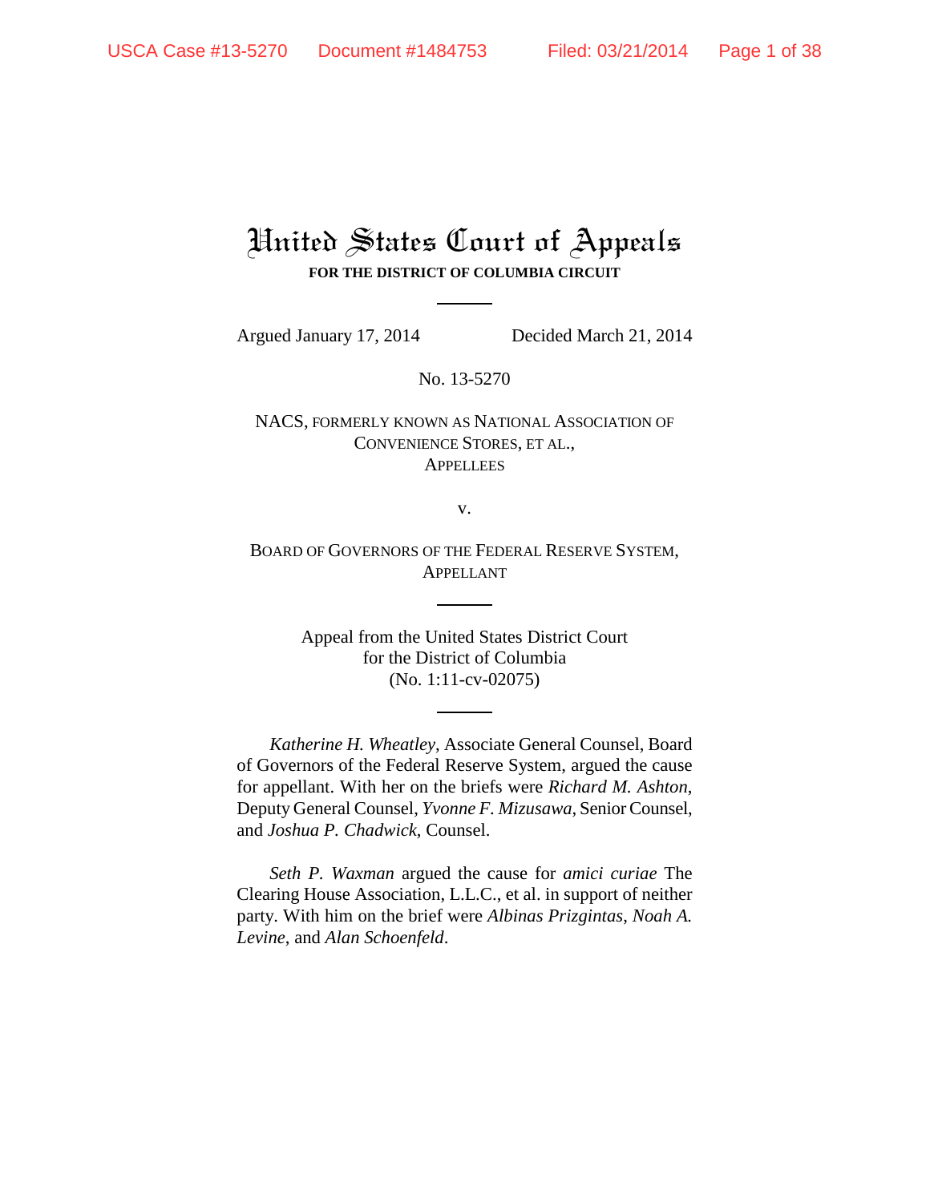# United States Court of Appeals

**FOR THE DISTRICT OF COLUMBIA CIRCUIT**

Argued January 17, 2014 Decided March 21, 2014

No. 13-5270

NACS, FORMERLY KNOWN AS NATIONAL ASSOCIATION OF CONVENIENCE STORES, ET AL.,
APPELLEES

v.

BOARD OF GOVERNORS OF THE FEDERAL RESERVE SYSTEM,
APPELLANT

Appeal from the United States District Court
for the District of Columbia
(No. 1:11-cv-02075)

*Katherine H. Wheatley*, Associate General Counsel, Board of Governors of the Federal Reserve System, argued the cause for appellant. With her on the briefs were *Richard M. Ashton*, Deputy General Counsel, *Yvonne F. Mizusawa*, Senior Counsel, and *Joshua P. Chadwick*, Counsel.

*Seth P. Waxman* argued the cause for *amici curiae* The Clearing House Association, L.L.C., et al. in support of neither party. With him on the brief were *Albinas Prizgintas*, *Noah A. Levine*, and *Alan Schoenfeld*.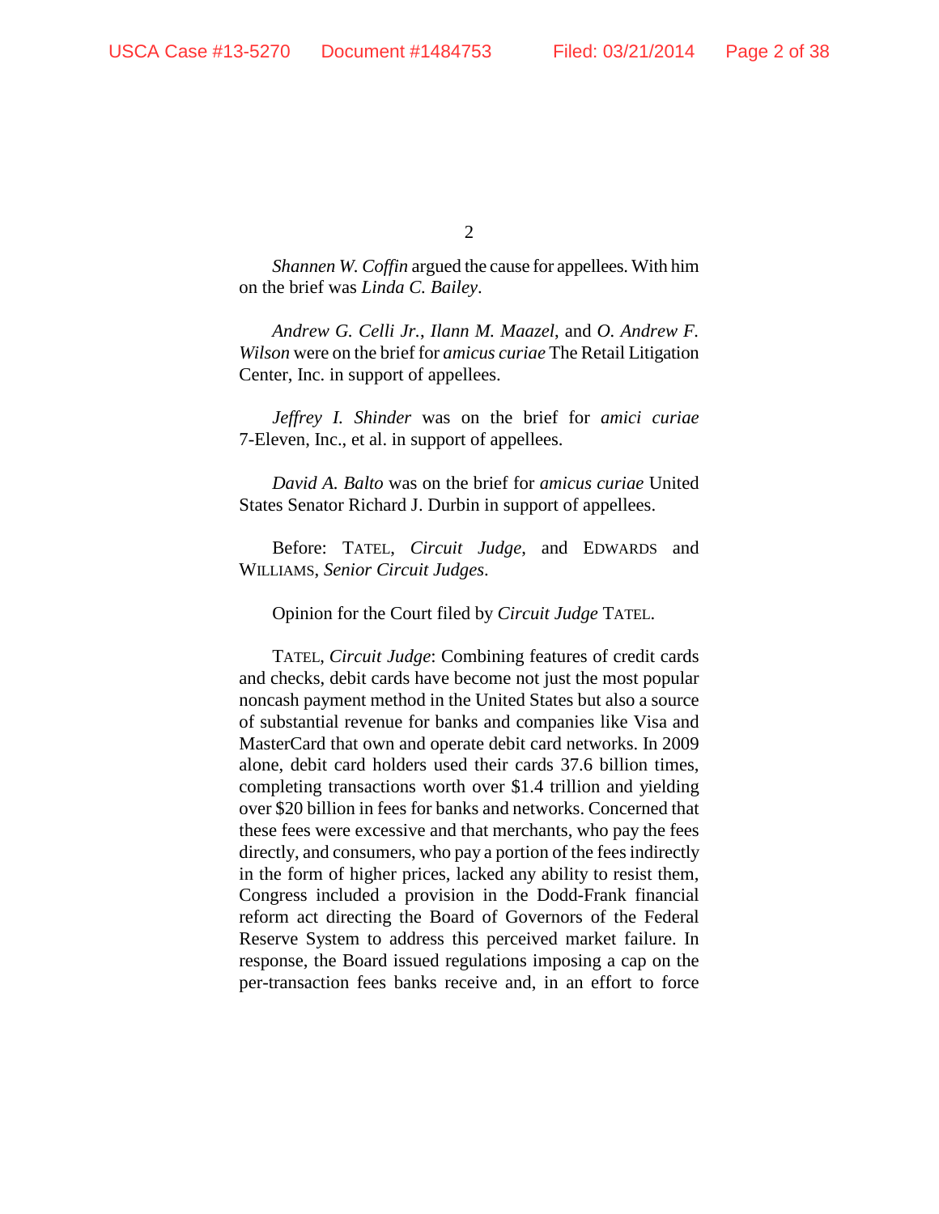*Shannen W. Coffin* argued the cause for appellees. With him on the brief was *Linda C. Bailey*.

*Andrew G. Celli Jr.*, *Ilann M. Maazel*, and *O. Andrew F. Wilson* were on the brief for *amicus curiae* The Retail Litigation Center, Inc. in support of appellees.

*Jeffrey I. Shinder* was on the brief for *amici curiae* 7-Eleven, Inc., et al. in support of appellees.

*David A. Balto* was on the brief for *amicus curiae* United States Senator Richard J. Durbin in support of appellees.

Before: TATEL, *Circuit Judge*, and EDWARDS and WILLIAMS, *Senior Circuit Judges*.

Opinion for the Court filed by *Circuit Judge* TATEL.

TATEL, *Circuit Judge*: Combining features of credit cards and checks, debit cards have become not just the most popular noncash payment method in the United States but also a source of substantial revenue for banks and companies like Visa and MasterCard that own and operate debit card networks. In 2009 alone, debit card holders used their cards 37.6 billion times, completing transactions worth over $1.4 trillion and yielding over $20 billion in fees for banks and networks. Concerned that these fees were excessive and that merchants, who pay the fees directly, and consumers, who pay a portion of the fees indirectly in the form of higher prices, lacked any ability to resist them, Congress included a provision in the Dodd-Frank financial reform act directing the Board of Governors of the Federal Reserve System to address this perceived market failure. In response, the Board issued regulations imposing a cap on the per-transaction fees banks receive and, in an effort to force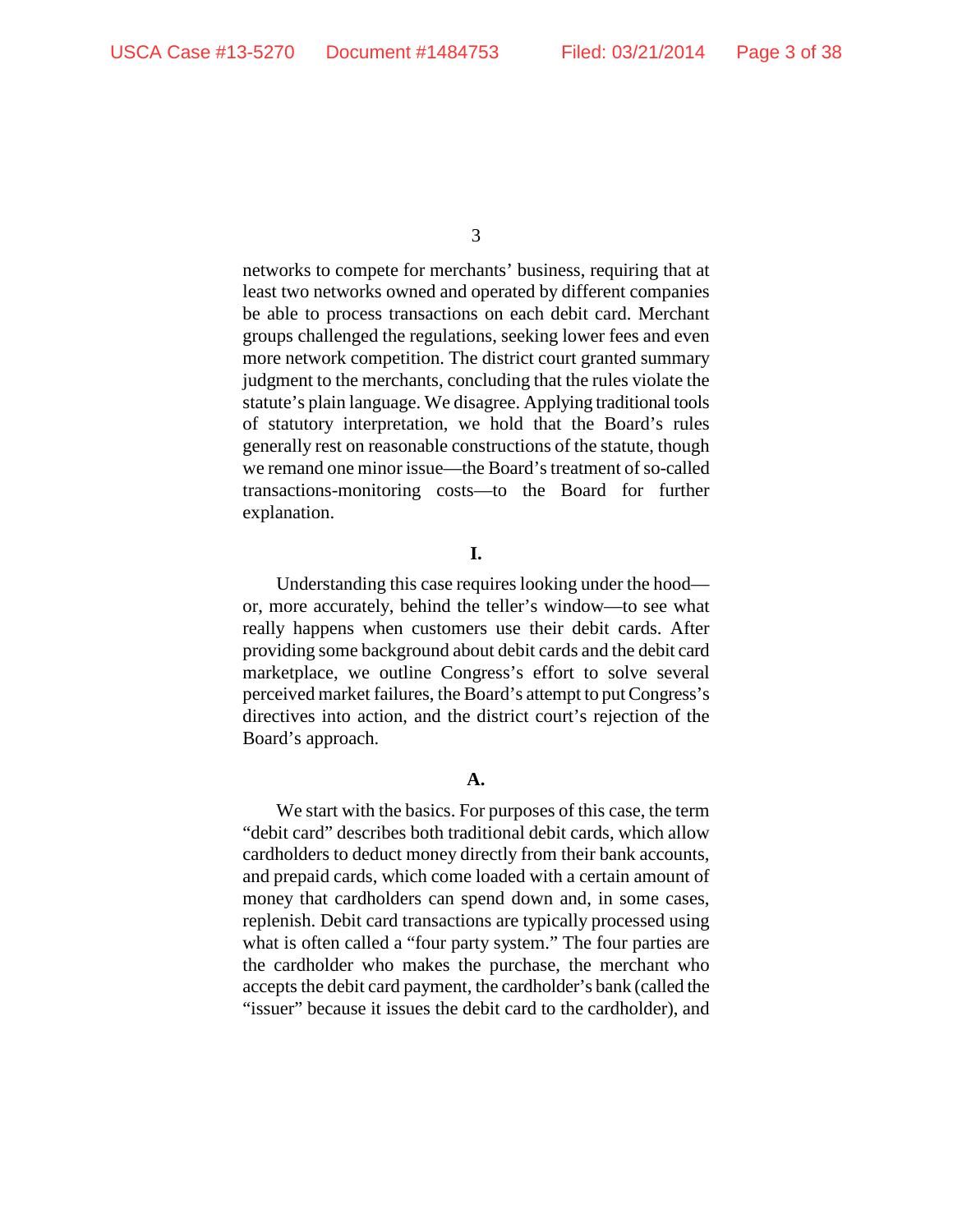networks to compete for merchants' business, requiring that at least two networks owned and operated by different companies be able to process transactions on each debit card. Merchant groups challenged the regulations, seeking lower fees and even more network competition. The district court granted summary judgment to the merchants, concluding that the rules violate the statute's plain language. We disagree. Applying traditional tools of statutory interpretation, we hold that the Board's rules generally rest on reasonable constructions of the statute, though we remand one minor issue—the Board's treatment of so-called transactions-monitoring costs—to the Board for further explanation.

## I.

Understanding this case requires looking under the hood—or, more accurately, behind the teller's window—to see what really happens when customers use their debit cards. After providing some background about debit cards and the debit card marketplace, we outline Congress's effort to solve several perceived market failures, the Board's attempt to put Congress's directives into action, and the district court's rejection of the Board's approach.

### A.

We start with the basics. For purposes of this case, the term "debit card" describes both traditional debit cards, which allow cardholders to deduct money directly from their bank accounts, and prepaid cards, which come loaded with a certain amount of money that cardholders can spend down and, in some cases, replenish. Debit card transactions are typically processed using what is often called a "four party system." The four parties are the cardholder who makes the purchase, the merchant who accepts the debit card payment, the cardholder's bank (called the "issuer" because it issues the debit card to the cardholder), and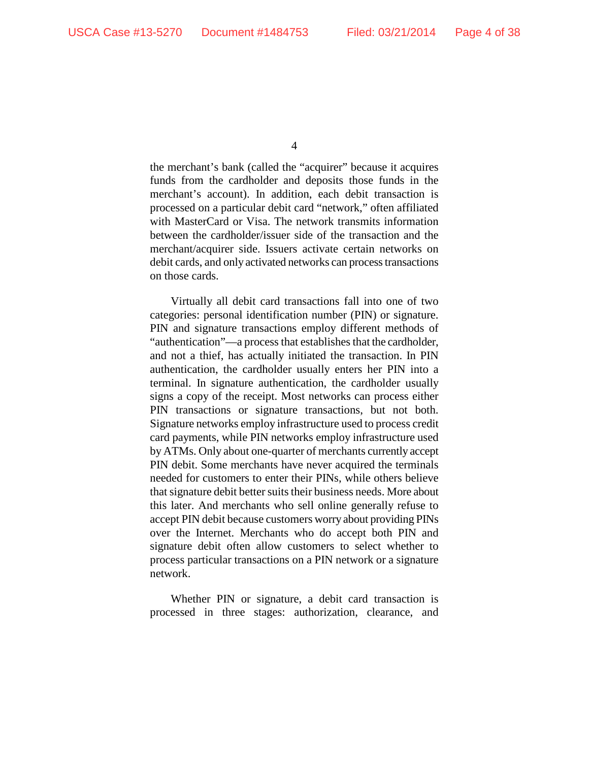the merchant's bank (called the "acquirer" because it acquires funds from the cardholder and deposits those funds in the merchant's account). In addition, each debit transaction is processed on a particular debit card "network," often affiliated with MasterCard or Visa. The network transmits information between the cardholder/issuer side of the transaction and the merchant/acquirer side. Issuers activate certain networks on debit cards, and only activated networks can process transactions on those cards.

Virtually all debit card transactions fall into one of two categories: personal identification number (PIN) or signature. PIN and signature transactions employ different methods of "authentication"—a process that establishes that the cardholder, and not a thief, has actually initiated the transaction. In PIN authentication, the cardholder usually enters her PIN into a terminal. In signature authentication, the cardholder usually signs a copy of the receipt. Most networks can process either PIN transactions or signature transactions, but not both. Signature networks employ infrastructure used to process credit card payments, while PIN networks employ infrastructure used by ATMs. Only about one-quarter of merchants currently accept PIN debit. Some merchants have never acquired the terminals needed for customers to enter their PINs, while others believe that signature debit better suits their business needs. More about this later. And merchants who sell online generally refuse to accept PIN debit because customers worry about providing PINs over the Internet. Merchants who do accept both PIN and signature debit often allow customers to select whether to process particular transactions on a PIN network or a signature network.

Whether PIN or signature, a debit card transaction is processed in three stages: authorization, clearance, and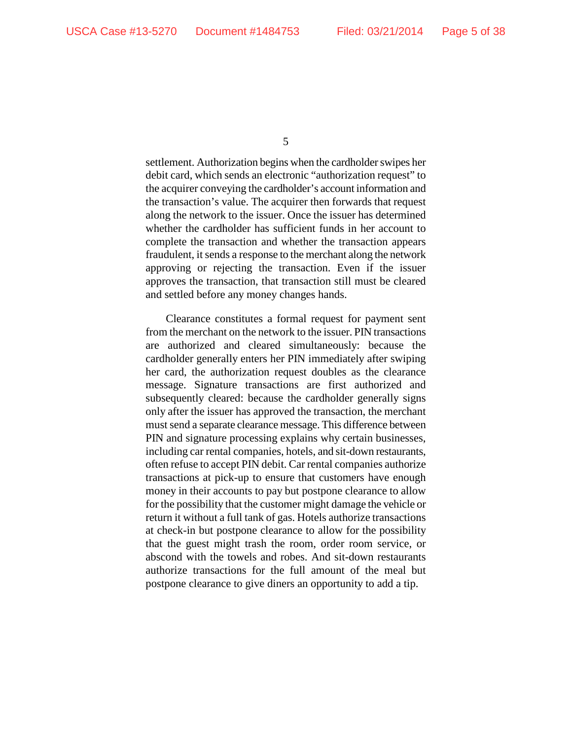settlement. Authorization begins when the cardholder swipes her debit card, which sends an electronic "authorization request" to the acquirer conveying the cardholder's account information and the transaction's value. The acquirer then forwards that request along the network to the issuer. Once the issuer has determined whether the cardholder has sufficient funds in her account to complete the transaction and whether the transaction appears fraudulent, it sends a response to the merchant along the network approving or rejecting the transaction. Even if the issuer approves the transaction, that transaction still must be cleared and settled before any money changes hands.

Clearance constitutes a formal request for payment sent from the merchant on the network to the issuer. PIN transactions are authorized and cleared simultaneously: because the cardholder generally enters her PIN immediately after swiping her card, the authorization request doubles as the clearance message. Signature transactions are first authorized and subsequently cleared: because the cardholder generally signs only after the issuer has approved the transaction, the merchant must send a separate clearance message. This difference between PIN and signature processing explains why certain businesses, including car rental companies, hotels, and sit-down restaurants, often refuse to accept PIN debit. Car rental companies authorize transactions at pick-up to ensure that customers have enough money in their accounts to pay but postpone clearance to allow for the possibility that the customer might damage the vehicle or return it without a full tank of gas. Hotels authorize transactions at check-in but postpone clearance to allow for the possibility that the guest might trash the room, order room service, or abscond with the towels and robes. And sit-down restaurants authorize transactions for the full amount of the meal but postpone clearance to give diners an opportunity to add a tip.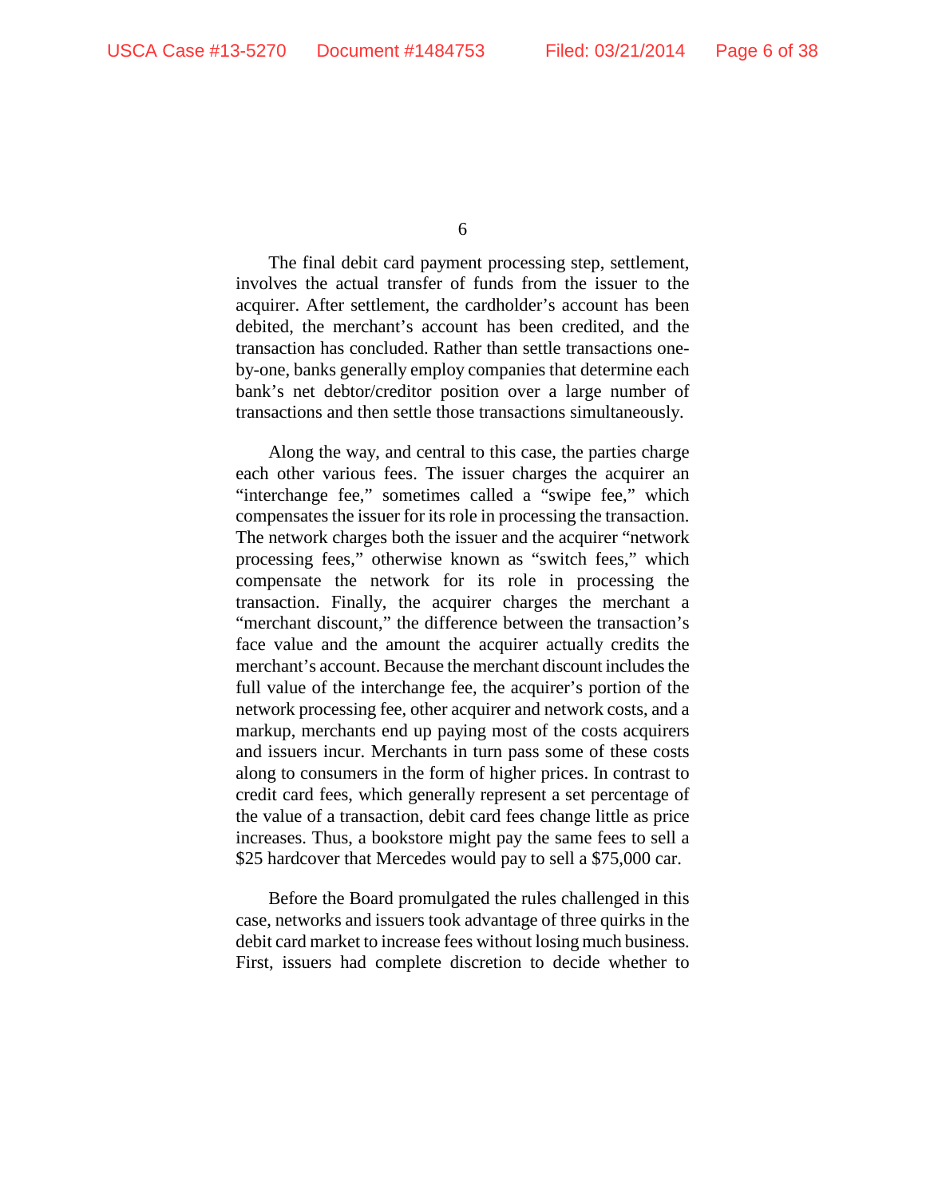The final debit card payment processing step, settlement, involves the actual transfer of funds from the issuer to the acquirer. After settlement, the cardholder's account has been debited, the merchant's account has been credited, and the transaction has concluded. Rather than settle transactions one-by-one, banks generally employ companies that determine each bank's net debtor/creditor position over a large number of transactions and then settle those transactions simultaneously.

Along the way, and central to this case, the parties charge each other various fees. The issuer charges the acquirer an "interchange fee," sometimes called a "swipe fee," which compensates the issuer for its role in processing the transaction. The network charges both the issuer and the acquirer "network processing fees," otherwise known as "switch fees," which compensate the network for its role in processing the transaction. Finally, the acquirer charges the merchant a "merchant discount," the difference between the transaction's face value and the amount the acquirer actually credits the merchant's account. Because the merchant discount includes the full value of the interchange fee, the acquirer's portion of the network processing fee, other acquirer and network costs, and a markup, merchants end up paying most of the costs acquirers and issuers incur. Merchants in turn pass some of these costs along to consumers in the form of higher prices. In contrast to credit card fees, which generally represent a set percentage of the value of a transaction, debit card fees change little as price increases. Thus, a bookstore might pay the same fees to sell a $25 hardcover that Mercedes would pay to sell a $75,000 car.

Before the Board promulgated the rules challenged in this case, networks and issuers took advantage of three quirks in the debit card market to increase fees without losing much business. First, issuers had complete discretion to decide whether to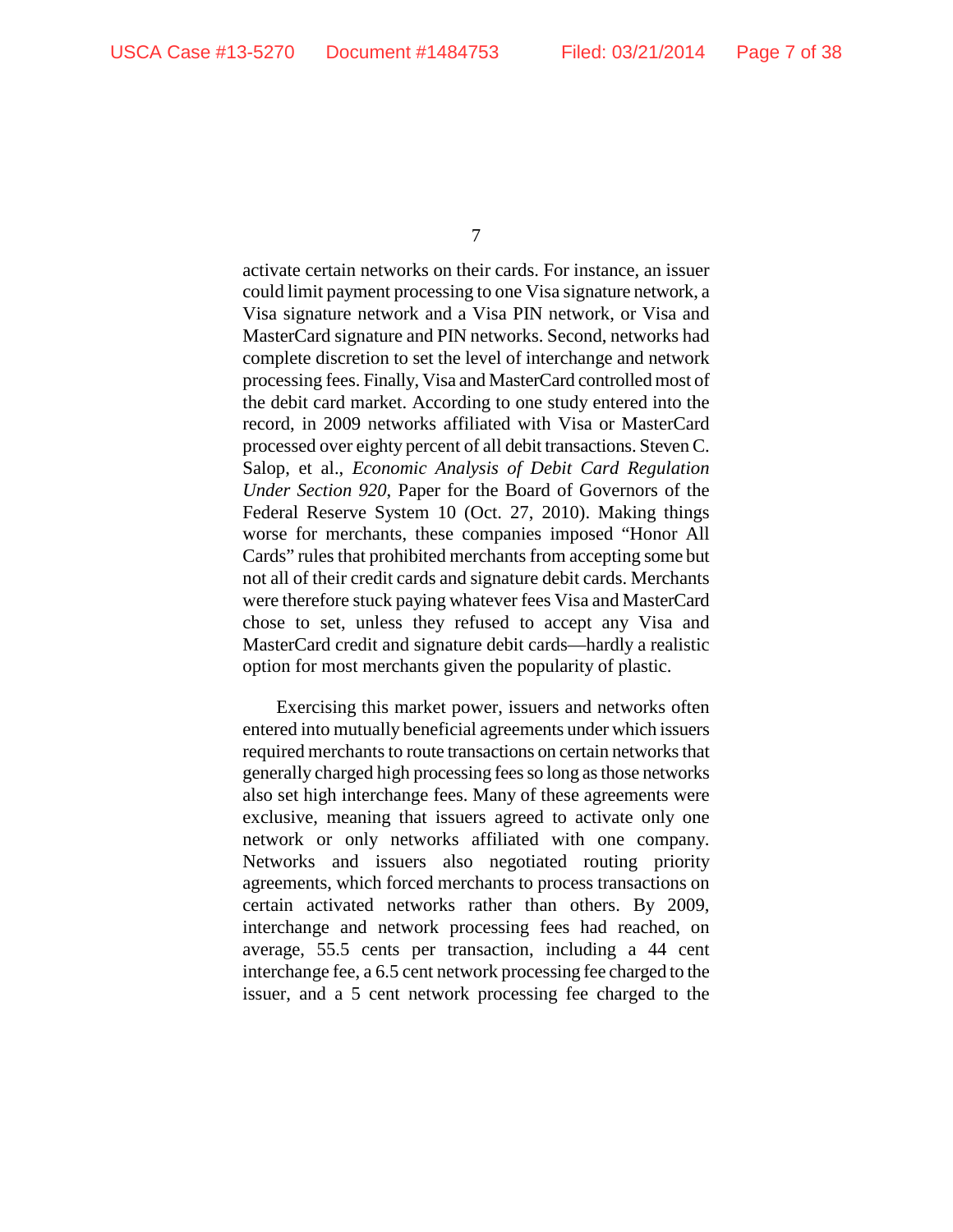activate certain networks on their cards. For instance, an issuer could limit payment processing to one Visa signature network, a Visa signature network and a Visa PIN network, or Visa and MasterCard signature and PIN networks. Second, networks had complete discretion to set the level of interchange and network processing fees. Finally, Visa and MasterCard controlled most of the debit card market. According to one study entered into the record, in 2009 networks affiliated with Visa or MasterCard processed over eighty percent of all debit transactions. Steven C. Salop, et al., *Economic Analysis of Debit Card Regulation Under Section 920*, Paper for the Board of Governors of the Federal Reserve System 10 (Oct. 27, 2010). Making things worse for merchants, these companies imposed "Honor All Cards" rules that prohibited merchants from accepting some but not all of their credit cards and signature debit cards. Merchants were therefore stuck paying whatever fees Visa and MasterCard chose to set, unless they refused to accept any Visa and MasterCard credit and signature debit cards—hardly a realistic option for most merchants given the popularity of plastic.

Exercising this market power, issuers and networks often entered into mutually beneficial agreements under which issuers required merchants to route transactions on certain networks that generally charged high processing fees so long as those networks also set high interchange fees. Many of these agreements were exclusive, meaning that issuers agreed to activate only one network or only networks affiliated with one company. Networks and issuers also negotiated routing priority agreements, which forced merchants to process transactions on certain activated networks rather than others. By 2009, interchange and network processing fees had reached, on average, 55.5 cents per transaction, including a 44 cent interchange fee, a 6.5 cent network processing fee charged to the issuer, and a 5 cent network processing fee charged to the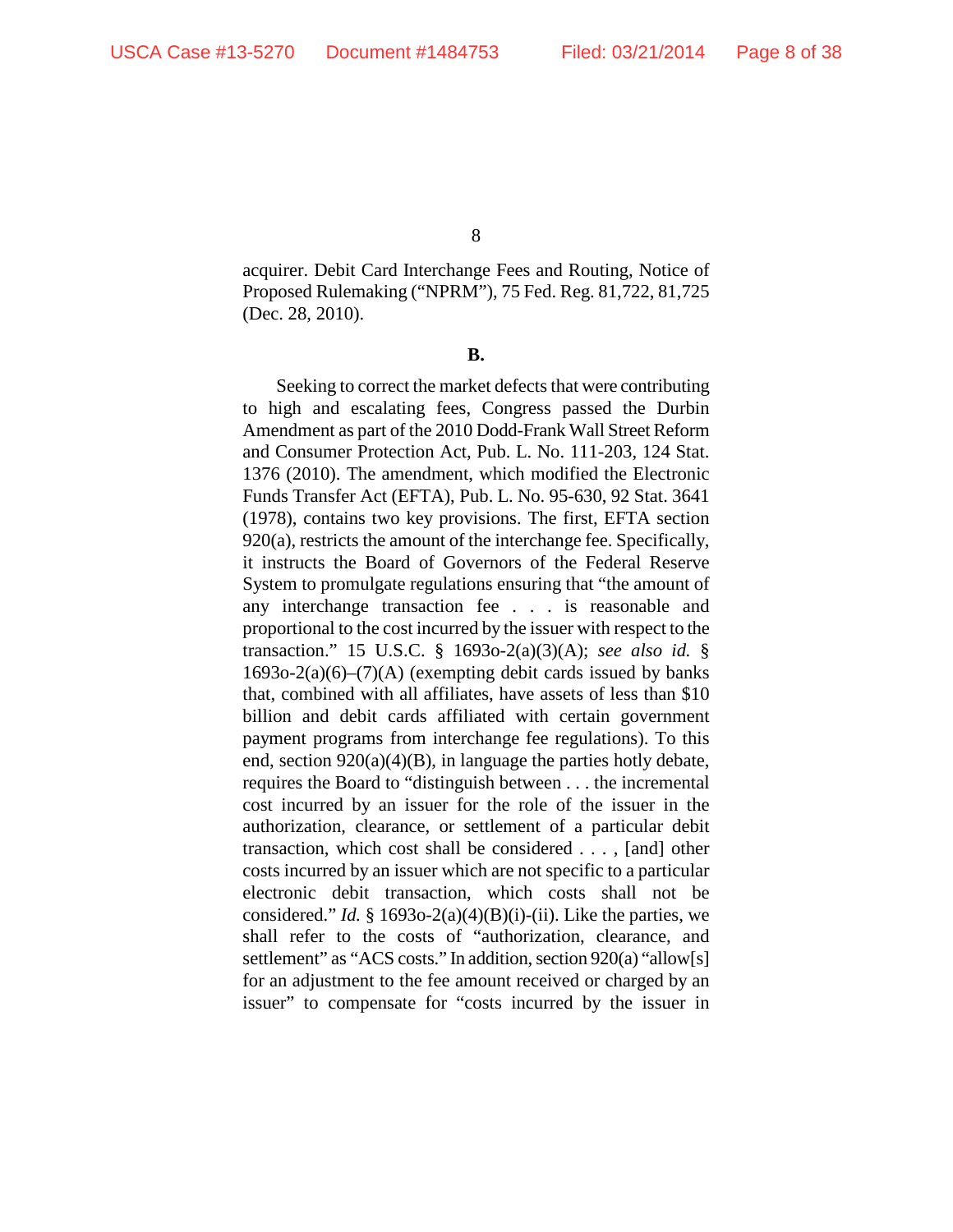acquirer. Debit Card Interchange Fees and Routing, Notice of Proposed Rulemaking ("NPRM"), 75 Fed. Reg. 81,722, 81,725 (Dec. 28, 2010).

**B.**

Seeking to correct the market defects that were contributing to high and escalating fees, Congress passed the Durbin Amendment as part of the 2010 Dodd-Frank Wall Street Reform and Consumer Protection Act, Pub. L. No. 111-203, 124 Stat. 1376 (2010). The amendment, which modified the Electronic Funds Transfer Act (EFTA), Pub. L. No. 95-630, 92 Stat. 3641 (1978), contains two key provisions. The first, EFTA section 920(a), restricts the amount of the interchange fee. Specifically, it instructs the Board of Governors of the Federal Reserve System to promulgate regulations ensuring that "the amount of any interchange transaction fee . . . is reasonable and proportional to the cost incurred by the issuer with respect to the transaction." 15 U.S.C. § 1693o-2(a)(3)(A); *see also id.* § 1693o-2(a)(6)–(7)(A) (exempting debit cards issued by banks that, combined with all affiliates, have assets of less than $10 billion and debit cards affiliated with certain government payment programs from interchange fee regulations). To this end, section 920(a)(4)(B), in language the parties hotly debate, requires the Board to "distinguish between . . . the incremental cost incurred by an issuer for the role of the issuer in the authorization, clearance, or settlement of a particular debit transaction, which cost shall be considered . . . , [and] other costs incurred by an issuer which are not specific to a particular electronic debit transaction, which costs shall not be considered." *Id.* § 1693o-2(a)(4)(B)(i)-(ii). Like the parties, we shall refer to the costs of "authorization, clearance, and settlement" as "ACS costs." In addition, section 920(a) "allow[s] for an adjustment to the fee amount received or charged by an issuer" to compensate for "costs incurred by the issuer in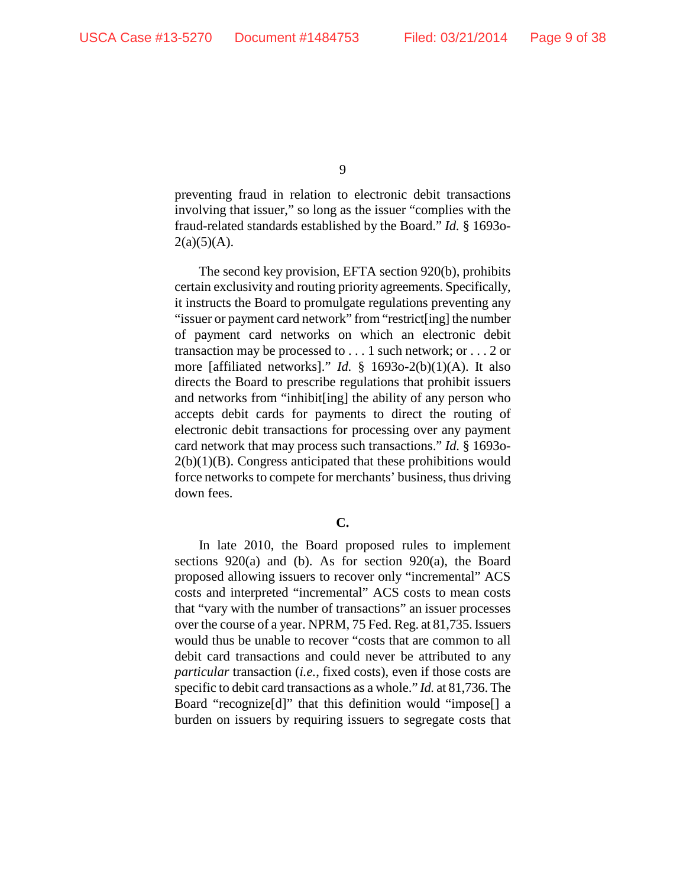preventing fraud in relation to electronic debit transactions involving that issuer," so long as the issuer "complies with the fraud-related standards established by the Board." *Id.* § 1693o-2(a)(5)(A).

The second key provision, EFTA section 920(b), prohibits certain exclusivity and routing priority agreements. Specifically, it instructs the Board to promulgate regulations preventing any "issuer or payment card network" from "restrict[ing] the number of payment card networks on which an electronic debit transaction may be processed to . . . 1 such network; or . . . 2 or more [affiliated networks]." *Id.* § 1693o-2(b)(1)(A). It also directs the Board to prescribe regulations that prohibit issuers and networks from "inhibit[ing] the ability of any person who accepts debit cards for payments to direct the routing of electronic debit transactions for processing over any payment card network that may process such transactions." *Id.* § 1693o-2(b)(1)(B). Congress anticipated that these prohibitions would force networks to compete for merchants' business, thus driving down fees.

**C.**

In late 2010, the Board proposed rules to implement sections 920(a) and (b). As for section 920(a), the Board proposed allowing issuers to recover only "incremental" ACS costs and interpreted "incremental" ACS costs to mean costs that "vary with the number of transactions" an issuer processes over the course of a year. NPRM, 75 Fed. Reg. at 81,735. Issuers would thus be unable to recover "costs that are common to all debit card transactions and could never be attributed to any *particular* transaction (*i.e.*, fixed costs), even if those costs are specific to debit card transactions as a whole." *Id.* at 81,736. The Board "recognize[d]" that this definition would "impose[] a burden on issuers by requiring issuers to segregate costs that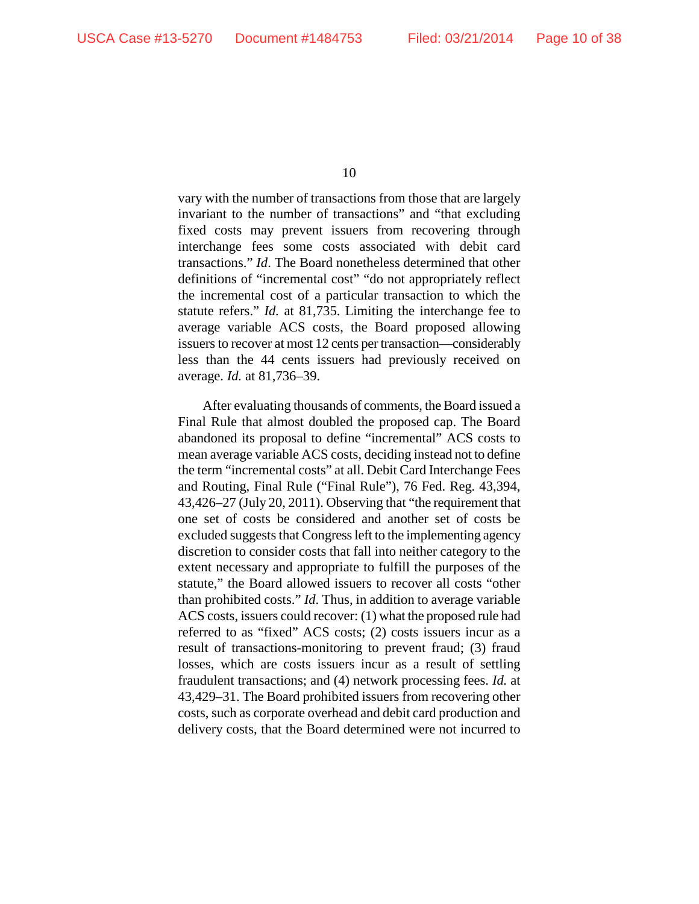vary with the number of transactions from those that are largely invariant to the number of transactions" and "that excluding fixed costs may prevent issuers from recovering through interchange fees some costs associated with debit card transactions." *Id*. The Board nonetheless determined that other definitions of "incremental cost" "do not appropriately reflect the incremental cost of a particular transaction to which the statute refers." *Id.* at 81,735. Limiting the interchange fee to average variable ACS costs, the Board proposed allowing issuers to recover at most 12 cents per transaction—considerably less than the 44 cents issuers had previously received on average. *Id.* at 81,736–39.

After evaluating thousands of comments, the Board issued a Final Rule that almost doubled the proposed cap. The Board abandoned its proposal to define "incremental" ACS costs to mean average variable ACS costs, deciding instead not to define the term "incremental costs" at all. Debit Card Interchange Fees and Routing, Final Rule ("Final Rule"), 76 Fed. Reg. 43,394, 43,426–27 (July 20, 2011). Observing that "the requirement that one set of costs be considered and another set of costs be excluded suggests that Congress left to the implementing agency discretion to consider costs that fall into neither category to the extent necessary and appropriate to fulfill the purposes of the statute," the Board allowed issuers to recover all costs "other than prohibited costs." *Id*. Thus, in addition to average variable ACS costs, issuers could recover: (1) what the proposed rule had referred to as "fixed" ACS costs; (2) costs issuers incur as a result of transactions-monitoring to prevent fraud; (3) fraud losses, which are costs issuers incur as a result of settling fraudulent transactions; and (4) network processing fees. *Id.* at 43,429–31. The Board prohibited issuers from recovering other costs, such as corporate overhead and debit card production and delivery costs, that the Board determined were not incurred to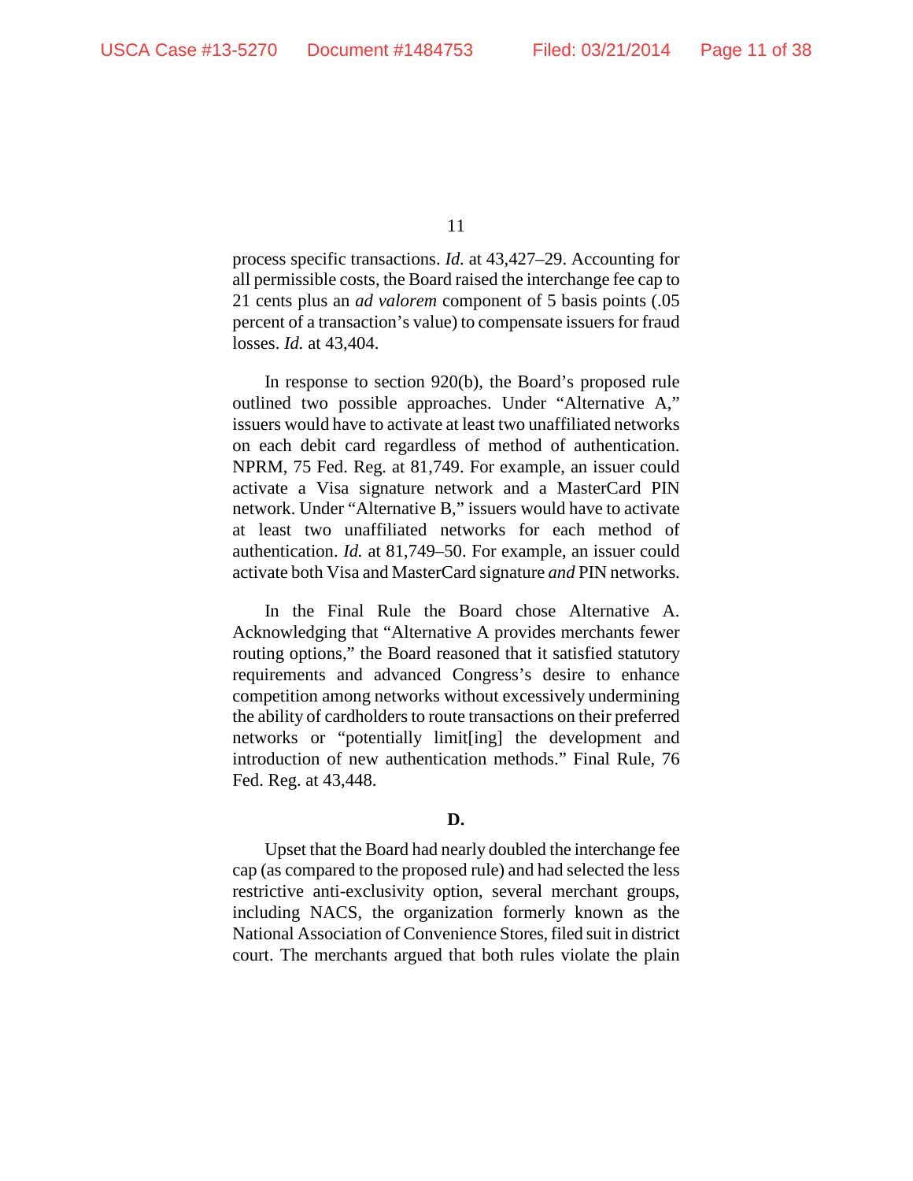process specific transactions. *Id.* at 43,427–29. Accounting for all permissible costs, the Board raised the interchange fee cap to 21 cents plus an *ad valorem* component of 5 basis points (.05 percent of a transaction's value) to compensate issuers for fraud losses. *Id.* at 43,404.

In response to section 920(b), the Board's proposed rule outlined two possible approaches. Under "Alternative A," issuers would have to activate at least two unaffiliated networks on each debit card regardless of method of authentication. NPRM, 75 Fed. Reg. at 81,749. For example, an issuer could activate a Visa signature network and a MasterCard PIN network. Under "Alternative B," issuers would have to activate at least two unaffiliated networks for each method of authentication. *Id.* at 81,749–50. For example, an issuer could activate both Visa and MasterCard signature *and* PIN networks.

In the Final Rule the Board chose Alternative A. Acknowledging that "Alternative A provides merchants fewer routing options," the Board reasoned that it satisfied statutory requirements and advanced Congress's desire to enhance competition among networks without excessively undermining the ability of cardholders to route transactions on their preferred networks or "potentially limit[ing] the development and introduction of new authentication methods." Final Rule, 76 Fed. Reg. at 43,448.

**D.**

Upset that the Board had nearly doubled the interchange fee cap (as compared to the proposed rule) and had selected the less restrictive anti-exclusivity option, several merchant groups, including NACS, the organization formerly known as the National Association of Convenience Stores, filed suit in district court. The merchants argued that both rules violate the plain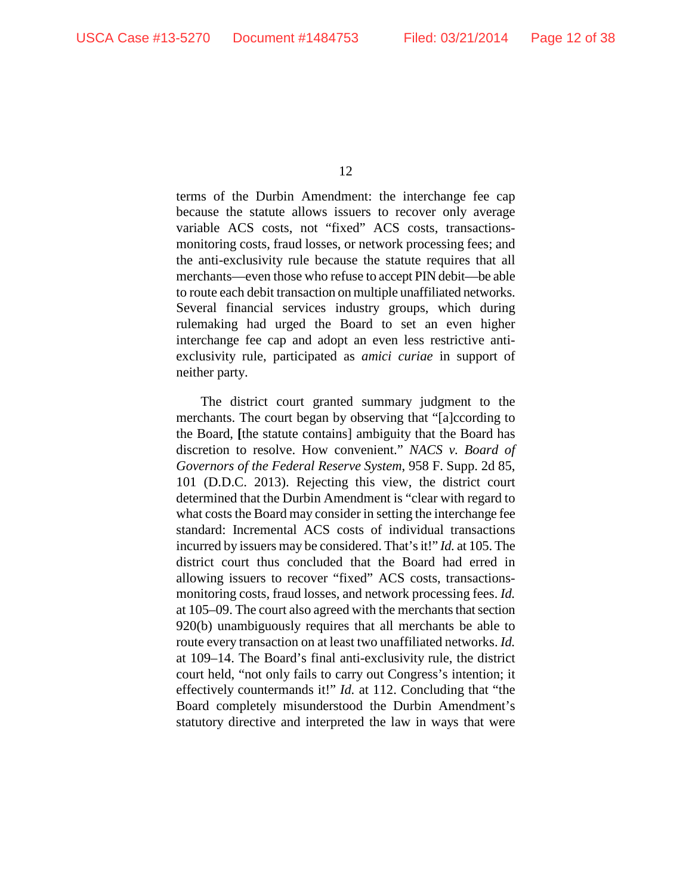terms of the Durbin Amendment: the interchange fee cap because the statute allows issuers to recover only average variable ACS costs, not "fixed" ACS costs, transactions-monitoring costs, fraud losses, or network processing fees; and the anti-exclusivity rule because the statute requires that all merchants—even those who refuse to accept PIN debit—be able to route each debit transaction on multiple unaffiliated networks. Several financial services industry groups, which during rulemaking had urged the Board to set an even higher interchange fee cap and adopt an even less restrictive anti-exclusivity rule, participated as *amici curiae* in support of neither party.

The district court granted summary judgment to the merchants. The court began by observing that "[a]ccording to the Board, **[**the statute contains] ambiguity that the Board has discretion to resolve. How convenient." *NACS v. Board of Governors of the Federal Reserve System*, 958 F. Supp. 2d 85, 101 (D.D.C. 2013). Rejecting this view, the district court determined that the Durbin Amendment is "clear with regard to what costs the Board may consider in setting the interchange fee standard: Incremental ACS costs of individual transactions incurred by issuers may be considered. That's it!" *Id.* at 105. The district court thus concluded that the Board had erred in allowing issuers to recover "fixed" ACS costs, transactions-monitoring costs, fraud losses, and network processing fees. *Id.* at 105–09. The court also agreed with the merchants that section 920(b) unambiguously requires that all merchants be able to route every transaction on at least two unaffiliated networks. *Id.* at 109–14. The Board's final anti-exclusivity rule, the district court held, "not only fails to carry out Congress's intention; it effectively countermands it!" *Id.* at 112. Concluding that "the Board completely misunderstood the Durbin Amendment's statutory directive and interpreted the law in ways that were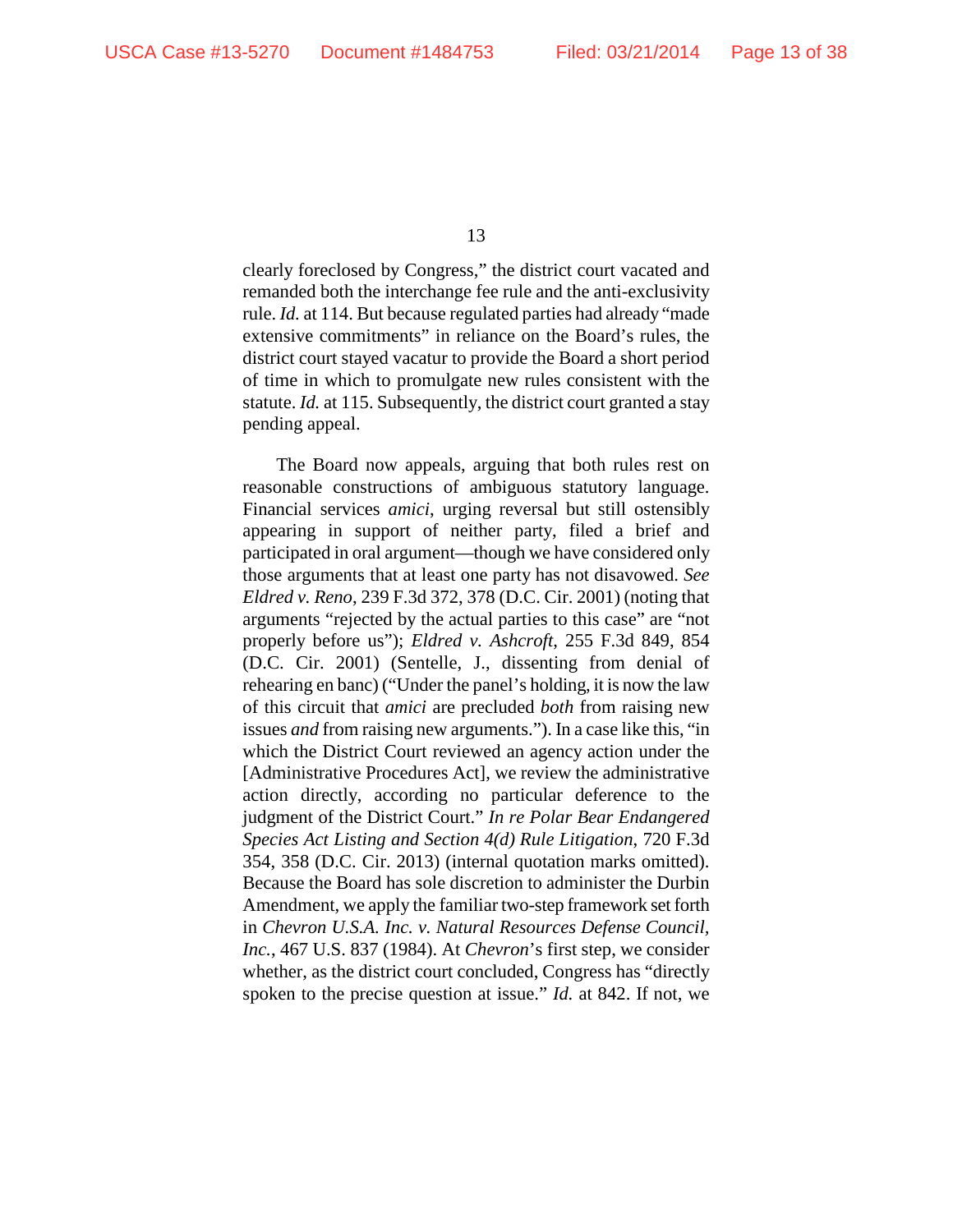clearly foreclosed by Congress," the district court vacated and remanded both the interchange fee rule and the anti-exclusivity rule. *Id.* at 114. But because regulated parties had already "made extensive commitments" in reliance on the Board's rules, the district court stayed vacatur to provide the Board a short period of time in which to promulgate new rules consistent with the statute. *Id.* at 115. Subsequently, the district court granted a stay pending appeal.

The Board now appeals, arguing that both rules rest on reasonable constructions of ambiguous statutory language. Financial services *amici*, urging reversal but still ostensibly appearing in support of neither party, filed a brief and participated in oral argument—though we have considered only those arguments that at least one party has not disavowed. *See Eldred v. Reno*, 239 F.3d 372, 378 (D.C. Cir. 2001) (noting that arguments "rejected by the actual parties to this case" are "not properly before us"); *Eldred v. Ashcroft*, 255 F.3d 849, 854 (D.C. Cir. 2001) (Sentelle, J., dissenting from denial of rehearing en banc) ("Under the panel's holding, it is now the law of this circuit that *amici* are precluded *both* from raising new issues *and* from raising new arguments."). In a case like this, "in which the District Court reviewed an agency action under the [Administrative Procedures Act], we review the administrative action directly, according no particular deference to the judgment of the District Court." *In re Polar Bear Endangered Species Act Listing and Section 4(d) Rule Litigation*, 720 F.3d 354, 358 (D.C. Cir. 2013) (internal quotation marks omitted). Because the Board has sole discretion to administer the Durbin Amendment, we apply the familiar two-step framework set forth in *Chevron U.S.A. Inc. v. Natural Resources Defense Council, Inc.*, 467 U.S. 837 (1984). At *Chevron*'s first step, we consider whether, as the district court concluded, Congress has "directly spoken to the precise question at issue." *Id.* at 842. If not, we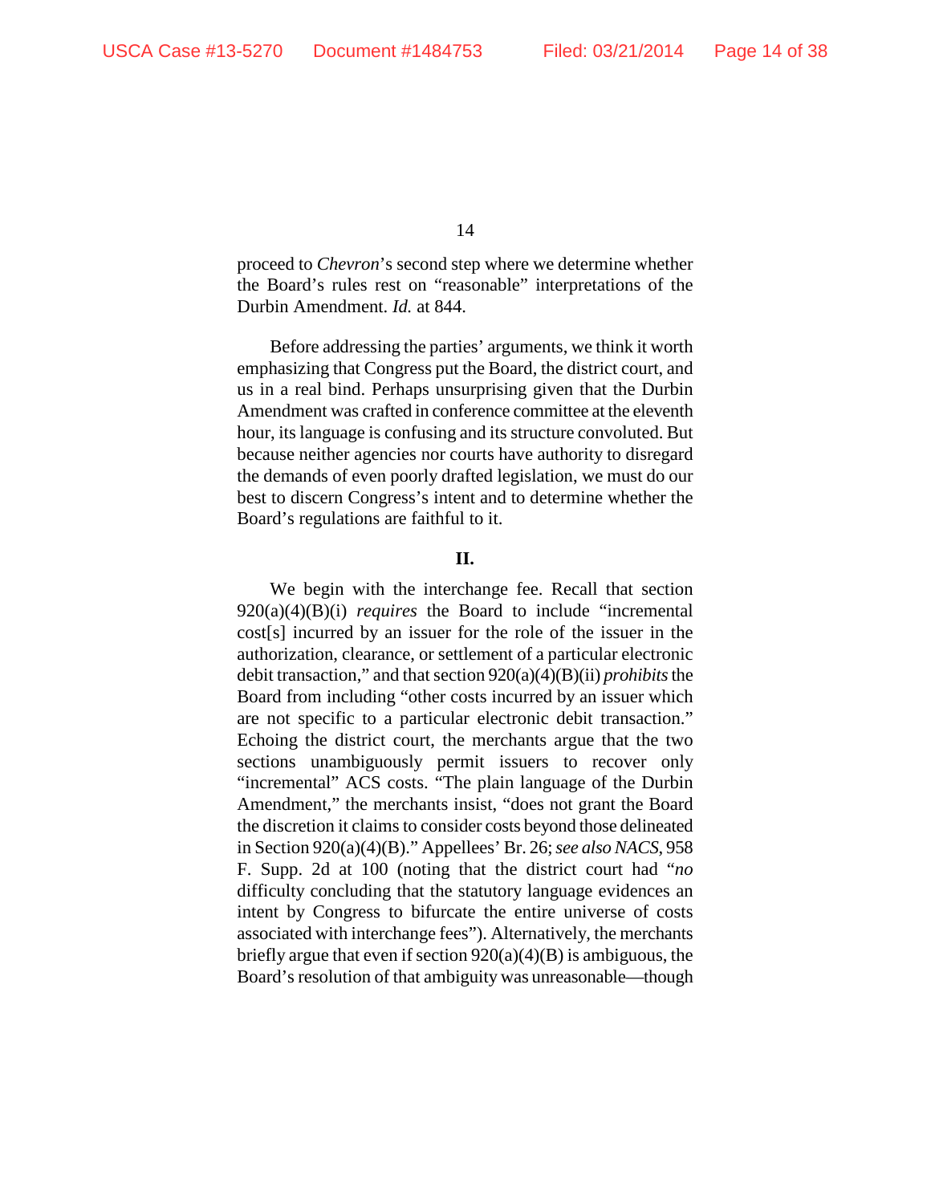proceed to *Chevron*'s second step where we determine whether the Board's rules rest on "reasonable" interpretations of the Durbin Amendment. *Id.* at 844.

Before addressing the parties' arguments, we think it worth emphasizing that Congress put the Board, the district court, and us in a real bind. Perhaps unsurprising given that the Durbin Amendment was crafted in conference committee at the eleventh hour, its language is confusing and its structure convoluted. But because neither agencies nor courts have authority to disregard the demands of even poorly drafted legislation, we must do our best to discern Congress's intent and to determine whether the Board's regulations are faithful to it.

## II.

We begin with the interchange fee. Recall that section 920(a)(4)(B)(i) *requires* the Board to include "incremental cost[s] incurred by an issuer for the role of the issuer in the authorization, clearance, or settlement of a particular electronic debit transaction," and that section 920(a)(4)(B)(ii) *prohibits* the Board from including "other costs incurred by an issuer which are not specific to a particular electronic debit transaction." Echoing the district court, the merchants argue that the two sections unambiguously permit issuers to recover only "incremental" ACS costs. "The plain language of the Durbin Amendment," the merchants insist, "does not grant the Board the discretion it claims to consider costs beyond those delineated in Section 920(a)(4)(B)." Appellees' Br. 26; *see also NACS*, 958 F. Supp. 2d at 100 (noting that the district court had "*no* difficulty concluding that the statutory language evidences an intent by Congress to bifurcate the entire universe of costs associated with interchange fees"). Alternatively, the merchants briefly argue that even if section 920(a)(4)(B) is ambiguous, the Board's resolution of that ambiguity was unreasonable—though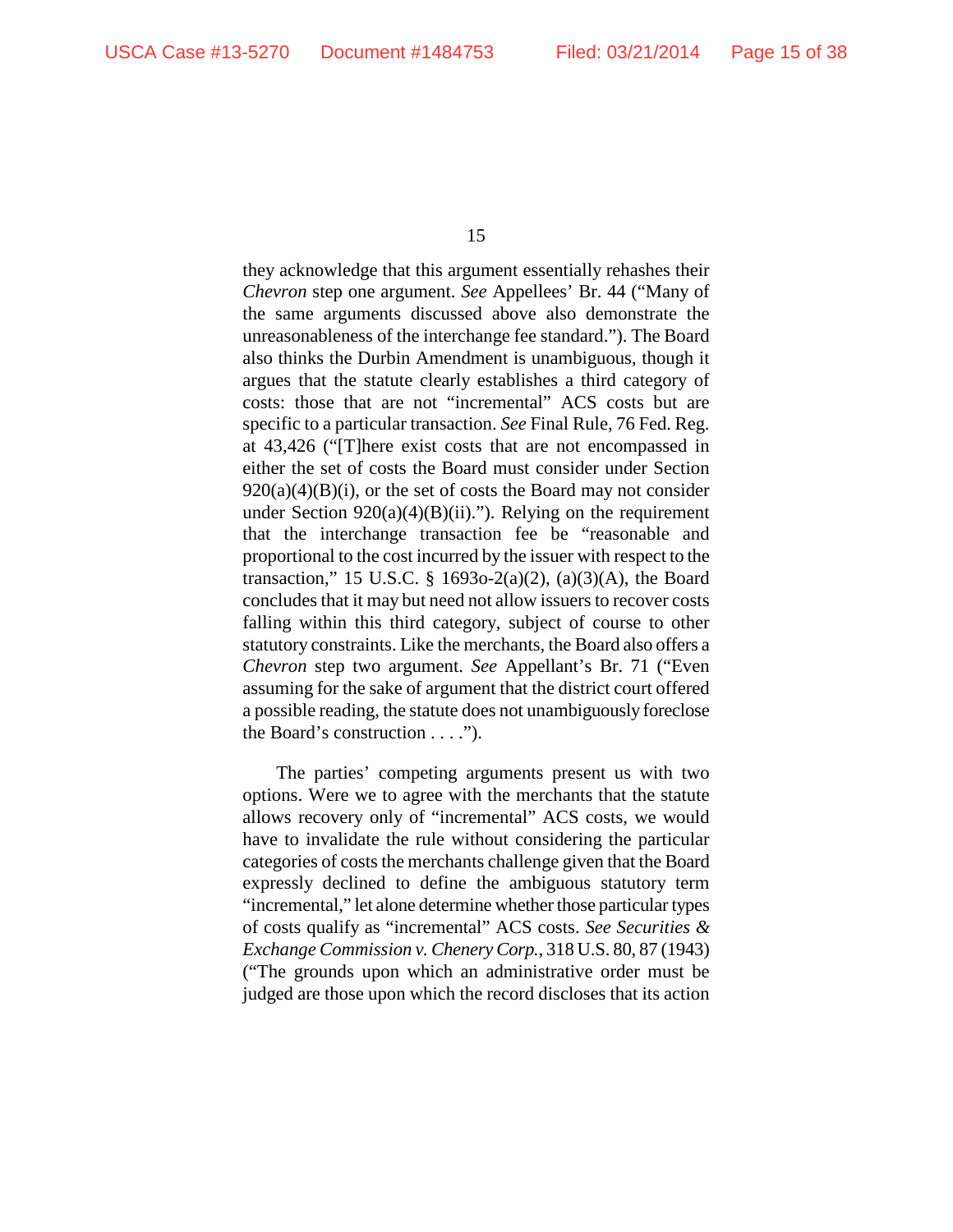they acknowledge that this argument essentially rehashes their *Chevron* step one argument. *See* Appellees' Br. 44 ("Many of the same arguments discussed above also demonstrate the unreasonableness of the interchange fee standard."). The Board also thinks the Durbin Amendment is unambiguous, though it argues that the statute clearly establishes a third category of costs: those that are not "incremental" ACS costs but are specific to a particular transaction. *See* Final Rule, 76 Fed. Reg. at 43,426 ("[T]here exist costs that are not encompassed in either the set of costs the Board must consider under Section 920(a)(4)(B)(i), or the set of costs the Board may not consider under Section 920(a)(4)(B)(ii)."). Relying on the requirement that the interchange transaction fee be "reasonable and proportional to the cost incurred by the issuer with respect to the transaction," 15 U.S.C. § 1693o-2(a)(2), (a)(3)(A), the Board concludes that it may but need not allow issuers to recover costs falling within this third category, subject of course to other statutory constraints. Like the merchants, the Board also offers a *Chevron* step two argument. *See* Appellant's Br. 71 ("Even assuming for the sake of argument that the district court offered a possible reading, the statute does not unambiguously foreclose the Board's construction . . . .").

The parties' competing arguments present us with two options. Were we to agree with the merchants that the statute allows recovery only of "incremental" ACS costs, we would have to invalidate the rule without considering the particular categories of costs the merchants challenge given that the Board expressly declined to define the ambiguous statutory term "incremental," let alone determine whether those particular types of costs qualify as "incremental" ACS costs. *See Securities & Exchange Commission v. Chenery Corp.*, 318 U.S. 80, 87 (1943) ("The grounds upon which an administrative order must be judged are those upon which the record discloses that its action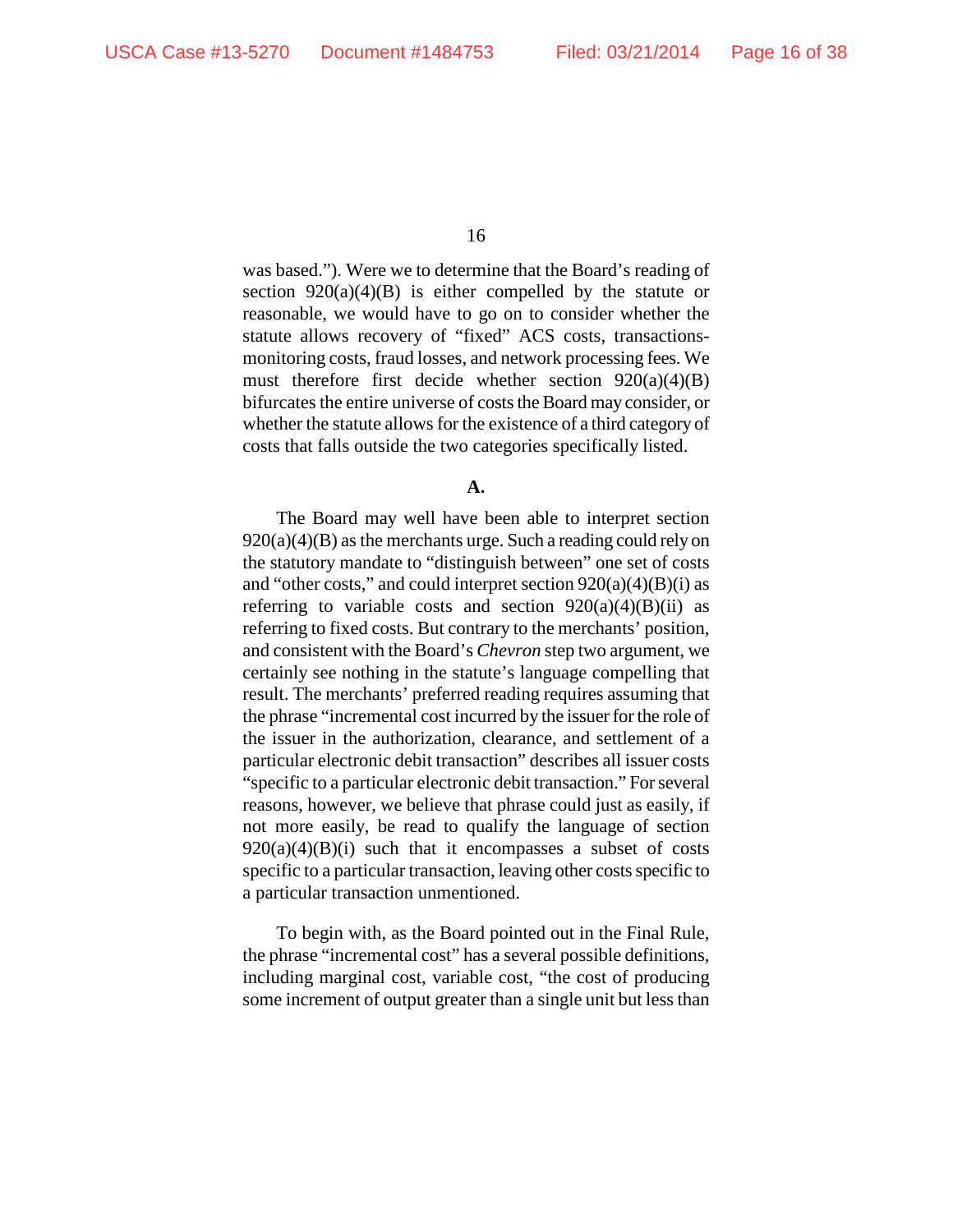was based."). Were we to determine that the Board's reading of section 920(a)(4)(B) is either compelled by the statute or reasonable, we would have to go on to consider whether the statute allows recovery of "fixed" ACS costs, transactions-monitoring costs, fraud losses, and network processing fees. We must therefore first decide whether section 920(a)(4)(B) bifurcates the entire universe of costs the Board may consider, or whether the statute allows for the existence of a third category of costs that falls outside the two categories specifically listed.

**A.**

The Board may well have been able to interpret section 920(a)(4)(B) as the merchants urge. Such a reading could rely on the statutory mandate to "distinguish between" one set of costs and "other costs," and could interpret section 920(a)(4)(B)(i) as referring to variable costs and section 920(a)(4)(B)(ii) as referring to fixed costs. But contrary to the merchants' position, and consistent with the Board's *Chevron* step two argument, we certainly see nothing in the statute's language compelling that result. The merchants' preferred reading requires assuming that the phrase "incremental cost incurred by the issuer for the role of the issuer in the authorization, clearance, and settlement of a particular electronic debit transaction" describes all issuer costs "specific to a particular electronic debit transaction." For several reasons, however, we believe that phrase could just as easily, if not more easily, be read to qualify the language of section 920(a)(4)(B)(i) such that it encompasses a subset of costs specific to a particular transaction, leaving other costs specific to a particular transaction unmentioned.

To begin with, as the Board pointed out in the Final Rule, the phrase "incremental cost" has a several possible definitions, including marginal cost, variable cost, "the cost of producing some increment of output greater than a single unit but less than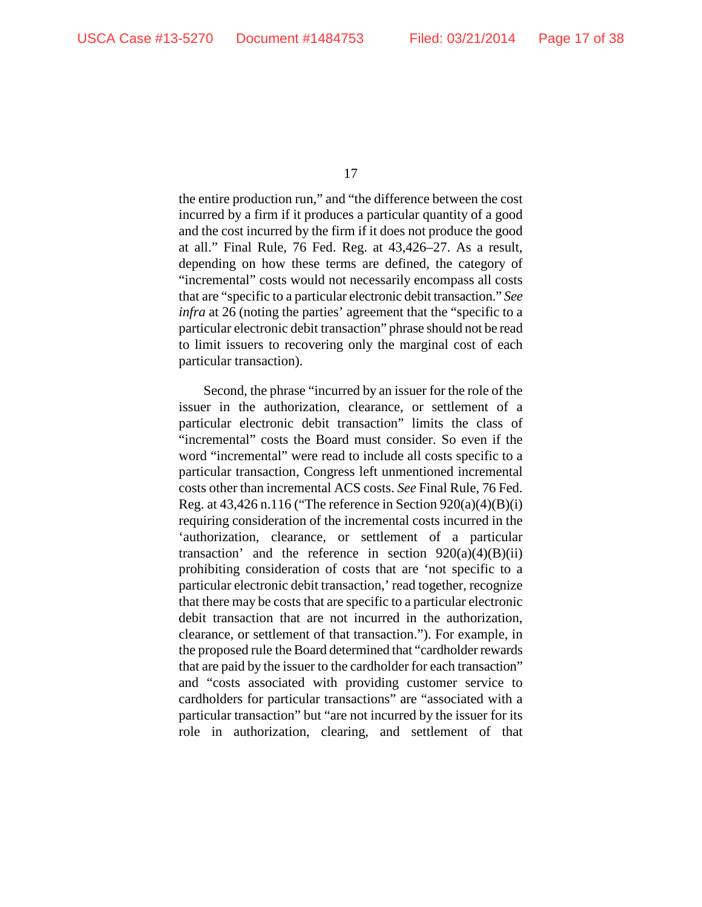the entire production run," and "the difference between the cost incurred by a firm if it produces a particular quantity of a good and the cost incurred by the firm if it does not produce the good at all." Final Rule, 76 Fed. Reg. at 43,426–27. As a result, depending on how these terms are defined, the category of "incremental" costs would not necessarily encompass all costs that are "specific to a particular electronic debit transaction." *See infra* at 26 (noting the parties' agreement that the "specific to a particular electronic debit transaction" phrase should not be read to limit issuers to recovering only the marginal cost of each particular transaction).

Second, the phrase "incurred by an issuer for the role of the issuer in the authorization, clearance, or settlement of a particular electronic debit transaction" limits the class of "incremental" costs the Board must consider. So even if the word "incremental" were read to include all costs specific to a particular transaction, Congress left unmentioned incremental costs other than incremental ACS costs. *See* Final Rule, 76 Fed. Reg. at 43,426 n.116 ("The reference in Section 920(a)(4)(B)(i) requiring consideration of the incremental costs incurred in the 'authorization, clearance, or settlement of a particular transaction' and the reference in section 920(a)(4)(B)(ii) prohibiting consideration of costs that are 'not specific to a particular electronic debit transaction,' read together, recognize that there may be costs that are specific to a particular electronic debit transaction that are not incurred in the authorization, clearance, or settlement of that transaction."). For example, in the proposed rule the Board determined that "cardholder rewards that are paid by the issuer to the cardholder for each transaction" and "costs associated with providing customer service to cardholders for particular transactions" are "associated with a particular transaction" but "are not incurred by the issuer for its role in authorization, clearing, and settlement of that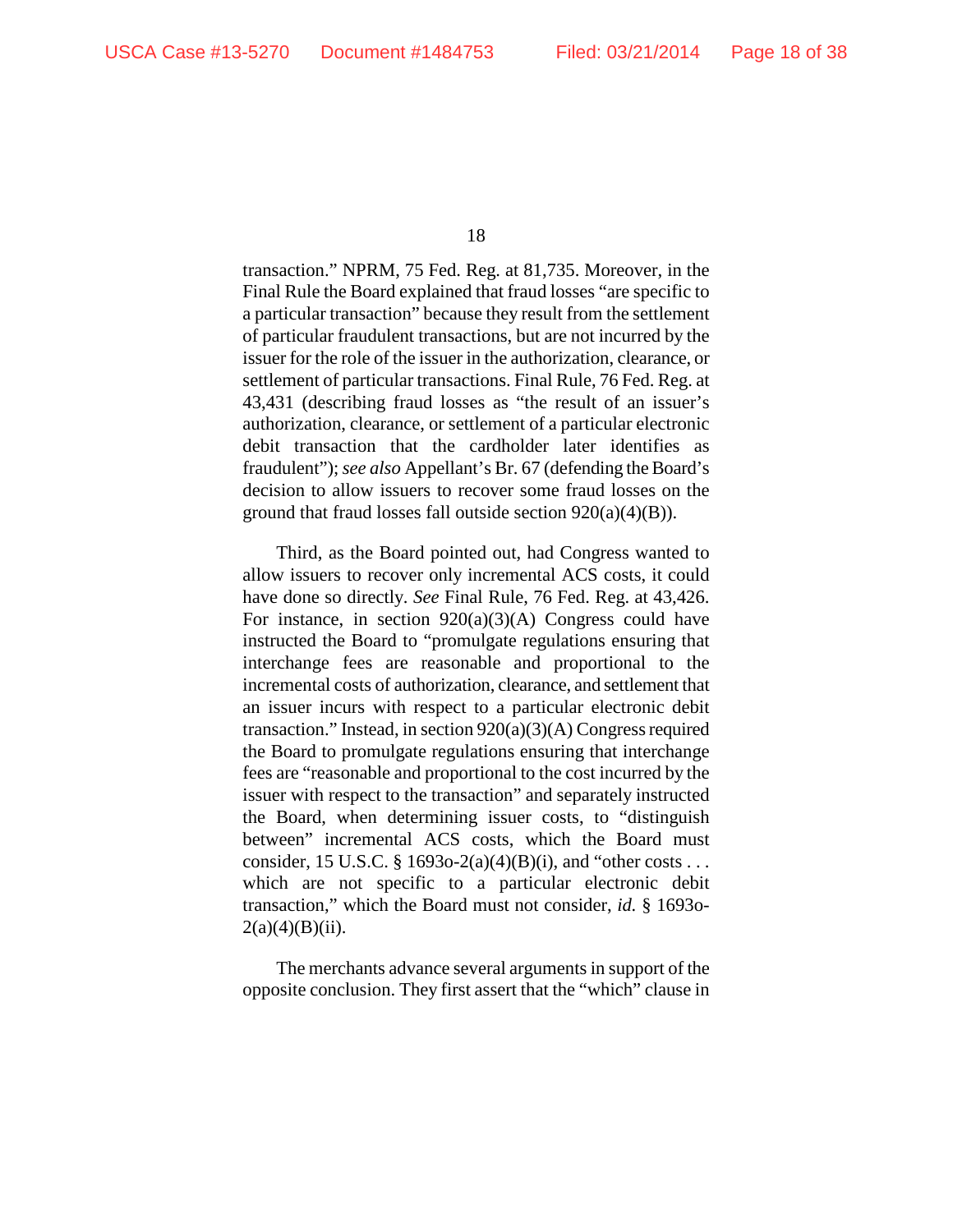transaction." NPRM, 75 Fed. Reg. at 81,735. Moreover, in the Final Rule the Board explained that fraud losses "are specific to a particular transaction" because they result from the settlement of particular fraudulent transactions, but are not incurred by the issuer for the role of the issuer in the authorization, clearance, or settlement of particular transactions. Final Rule, 76 Fed. Reg. at 43,431 (describing fraud losses as "the result of an issuer's authorization, clearance, or settlement of a particular electronic debit transaction that the cardholder later identifies as fraudulent"); *see also* Appellant's Br. 67 (defending the Board's decision to allow issuers to recover some fraud losses on the ground that fraud losses fall outside section 920(a)(4)(B)).

Third, as the Board pointed out, had Congress wanted to allow issuers to recover only incremental ACS costs, it could have done so directly. *See* Final Rule, 76 Fed. Reg. at 43,426. For instance, in section 920(a)(3)(A) Congress could have instructed the Board to "promulgate regulations ensuring that interchange fees are reasonable and proportional to the incremental costs of authorization, clearance, and settlement that an issuer incurs with respect to a particular electronic debit transaction." Instead, in section 920(a)(3)(A) Congress required the Board to promulgate regulations ensuring that interchange fees are "reasonable and proportional to the cost incurred by the issuer with respect to the transaction" and separately instructed the Board, when determining issuer costs, to "distinguish between" incremental ACS costs, which the Board must consider, 15 U.S.C. § 1693o-2(a)(4)(B)(i), and "other costs . . . which are not specific to a particular electronic debit transaction," which the Board must not consider, *id.* § 1693o-2(a)(4)(B)(ii).

The merchants advance several arguments in support of the opposite conclusion. They first assert that the "which" clause in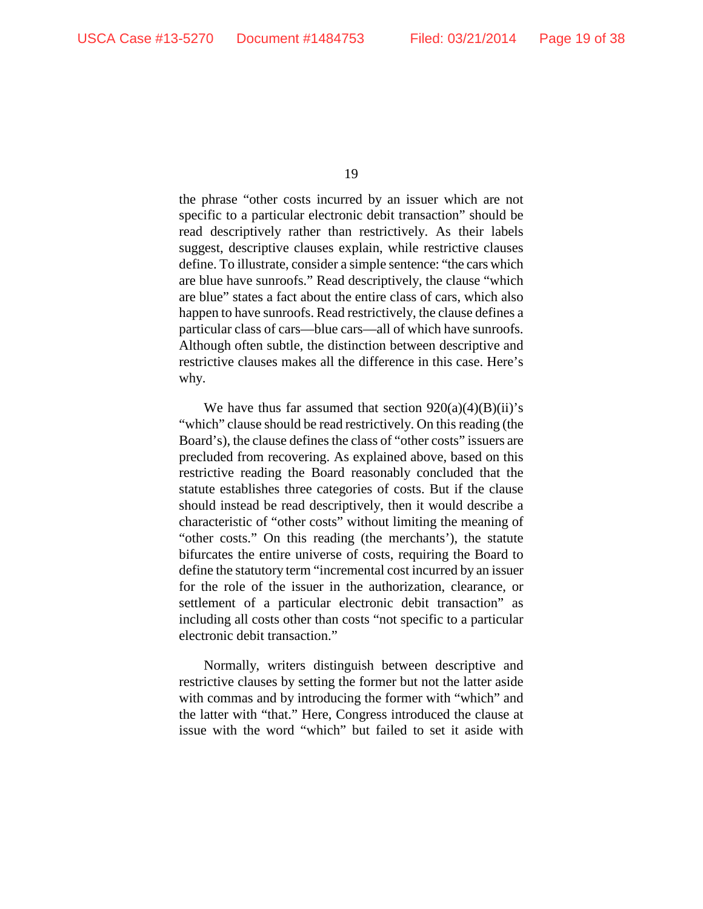the phrase "other costs incurred by an issuer which are not specific to a particular electronic debit transaction" should be read descriptively rather than restrictively. As their labels suggest, descriptive clauses explain, while restrictive clauses define. To illustrate, consider a simple sentence: "the cars which are blue have sunroofs." Read descriptively, the clause "which are blue" states a fact about the entire class of cars, which also happen to have sunroofs. Read restrictively, the clause defines a particular class of cars—blue cars—all of which have sunroofs. Although often subtle, the distinction between descriptive and restrictive clauses makes all the difference in this case. Here's why.

We have thus far assumed that section 920(a)(4)(B)(ii)'s "which" clause should be read restrictively. On this reading (the Board's), the clause defines the class of "other costs" issuers are precluded from recovering. As explained above, based on this restrictive reading the Board reasonably concluded that the statute establishes three categories of costs. But if the clause should instead be read descriptively, then it would describe a characteristic of "other costs" without limiting the meaning of "other costs." On this reading (the merchants'), the statute bifurcates the entire universe of costs, requiring the Board to define the statutory term "incremental cost incurred by an issuer for the role of the issuer in the authorization, clearance, or settlement of a particular electronic debit transaction" as including all costs other than costs "not specific to a particular electronic debit transaction."

Normally, writers distinguish between descriptive and restrictive clauses by setting the former but not the latter aside with commas and by introducing the former with "which" and the latter with "that." Here, Congress introduced the clause at issue with the word "which" but failed to set it aside with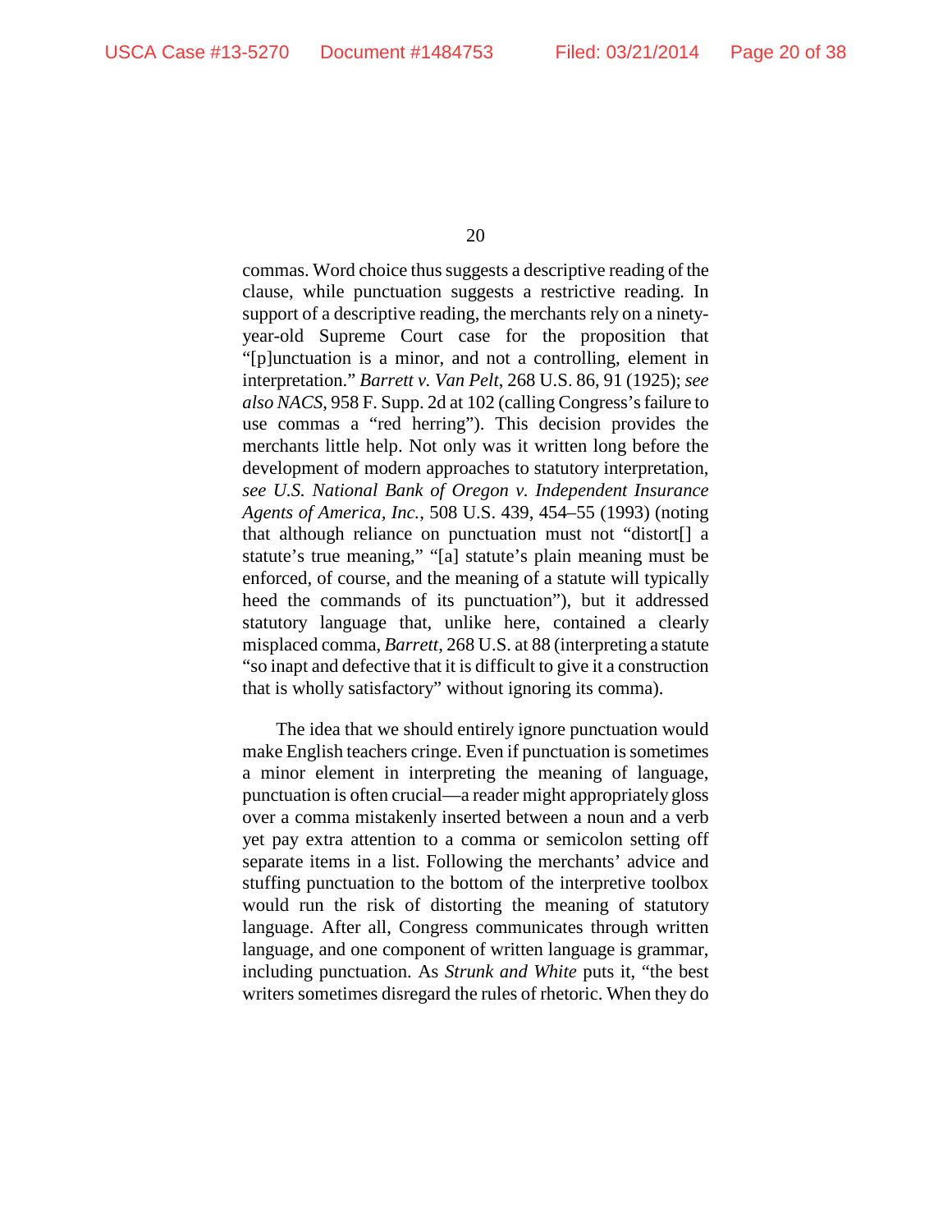commas. Word choice thus suggests a descriptive reading of the clause, while punctuation suggests a restrictive reading. In support of a descriptive reading, the merchants rely on a ninety-year-old Supreme Court case for the proposition that "[p]unctuation is a minor, and not a controlling, element in interpretation." *Barrett v. Van Pelt*, 268 U.S. 86, 91 (1925); *see also NACS*, 958 F. Supp. 2d at 102 (calling Congress's failure to use commas a "red herring"). This decision provides the merchants little help. Not only was it written long before the development of modern approaches to statutory interpretation, *see U.S. National Bank of Oregon v. Independent Insurance Agents of America, Inc.*, 508 U.S. 439, 454–55 (1993) (noting that although reliance on punctuation must not "distort[] a statute's true meaning," "[a] statute's plain meaning must be enforced, of course, and the meaning of a statute will typically heed the commands of its punctuation"), but it addressed statutory language that, unlike here, contained a clearly misplaced comma, *Barrett*, 268 U.S. at 88 (interpreting a statute "so inapt and defective that it is difficult to give it a construction that is wholly satisfactory" without ignoring its comma).

The idea that we should entirely ignore punctuation would make English teachers cringe. Even if punctuation is sometimes a minor element in interpreting the meaning of language, punctuation is often crucial—a reader might appropriately gloss over a comma mistakenly inserted between a noun and a verb yet pay extra attention to a comma or semicolon setting off separate items in a list. Following the merchants' advice and stuffing punctuation to the bottom of the interpretive toolbox would run the risk of distorting the meaning of statutory language. After all, Congress communicates through written language, and one component of written language is grammar, including punctuation. As *Strunk and White* puts it, "the best writers sometimes disregard the rules of rhetoric. When they do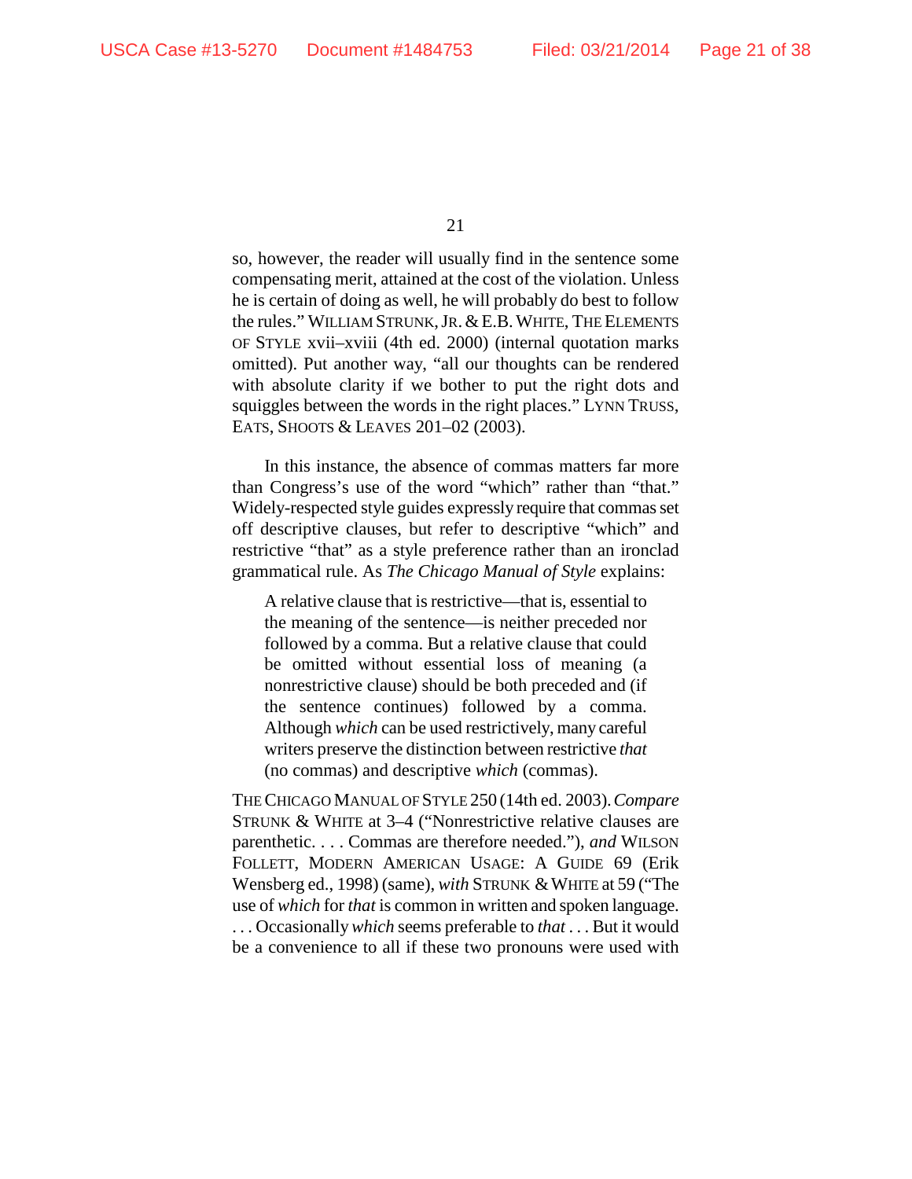so, however, the reader will usually find in the sentence some compensating merit, attained at the cost of the violation. Unless he is certain of doing as well, he will probably do best to follow the rules." WILLIAM STRUNK, JR. & E.B. WHITE, THE ELEMENTS OF STYLE xvii–xviii (4th ed. 2000) (internal quotation marks omitted). Put another way, "all our thoughts can be rendered with absolute clarity if we bother to put the right dots and squiggles between the words in the right places." LYNN TRUSS, EATS, SHOOTS & LEAVES 201–02 (2003).

In this instance, the absence of commas matters far more than Congress's use of the word "which" rather than "that." Widely-respected style guides expressly require that commas set off descriptive clauses, but refer to descriptive "which" and restrictive "that" as a style preference rather than an ironclad grammatical rule. As *The Chicago Manual of Style* explains:

> A relative clause that is restrictive—that is, essential to the meaning of the sentence—is neither preceded nor followed by a comma. But a relative clause that could be omitted without essential loss of meaning (a nonrestrictive clause) should be both preceded and (if the sentence continues) followed by a comma. Although *which* can be used restrictively, many careful writers preserve the distinction between restrictive *that* (no commas) and descriptive *which* (commas).

THE CHICAGO MANUAL OF STYLE 250 (14th ed. 2003). *Compare* STRUNK & WHITE at 3–4 ("Nonrestrictive relative clauses are parenthetic. . . . Commas are therefore needed."), *and* WILSON FOLLETT, MODERN AMERICAN USAGE: A GUIDE 69 (Erik Wensberg ed., 1998) (same), *with* STRUNK & WHITE at 59 ("The use of *which* for *that* is common in written and spoken language. . . . Occasionally *which* seems preferable to *that* . . . But it would be a convenience to all if these two pronouns were used with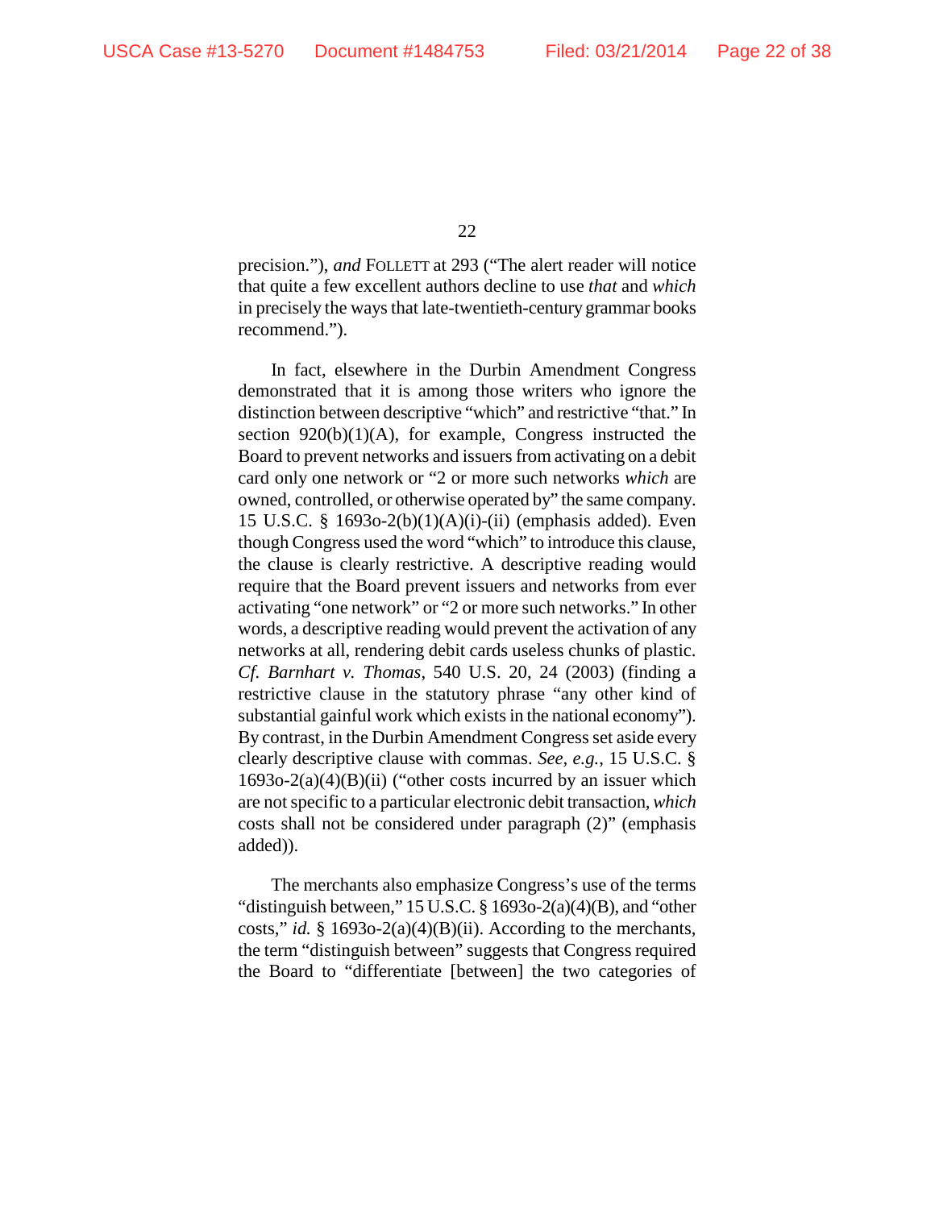precision."), *and* FOLLETT at 293 ("The alert reader will notice that quite a few excellent authors decline to use *that* and *which* in precisely the ways that late-twentieth-century grammar books recommend.").

In fact, elsewhere in the Durbin Amendment Congress demonstrated that it is among those writers who ignore the distinction between descriptive "which" and restrictive "that." In section 920(b)(1)(A), for example, Congress instructed the Board to prevent networks and issuers from activating on a debit card only one network or "2 or more such networks *which* are owned, controlled, or otherwise operated by" the same company. 15 U.S.C. § 1693o-2(b)(1)(A)(i)-(ii) (emphasis added). Even though Congress used the word "which" to introduce this clause, the clause is clearly restrictive. A descriptive reading would require that the Board prevent issuers and networks from ever activating "one network" or "2 or more such networks." In other words, a descriptive reading would prevent the activation of any networks at all, rendering debit cards useless chunks of plastic. *Cf. Barnhart v. Thomas*, 540 U.S. 20, 24 (2003) (finding a restrictive clause in the statutory phrase "any other kind of substantial gainful work which exists in the national economy"). By contrast, in the Durbin Amendment Congress set aside every clearly descriptive clause with commas. *See, e.g.*, 15 U.S.C. § 1693o-2(a)(4)(B)(ii) ("other costs incurred by an issuer which are not specific to a particular electronic debit transaction, *which* costs shall not be considered under paragraph (2)" (emphasis added)).

The merchants also emphasize Congress's use of the terms "distinguish between," 15 U.S.C. § 1693o-2(a)(4)(B), and "other costs," *id.* § 1693o-2(a)(4)(B)(ii). According to the merchants, the term "distinguish between" suggests that Congress required the Board to "differentiate [between] the two categories of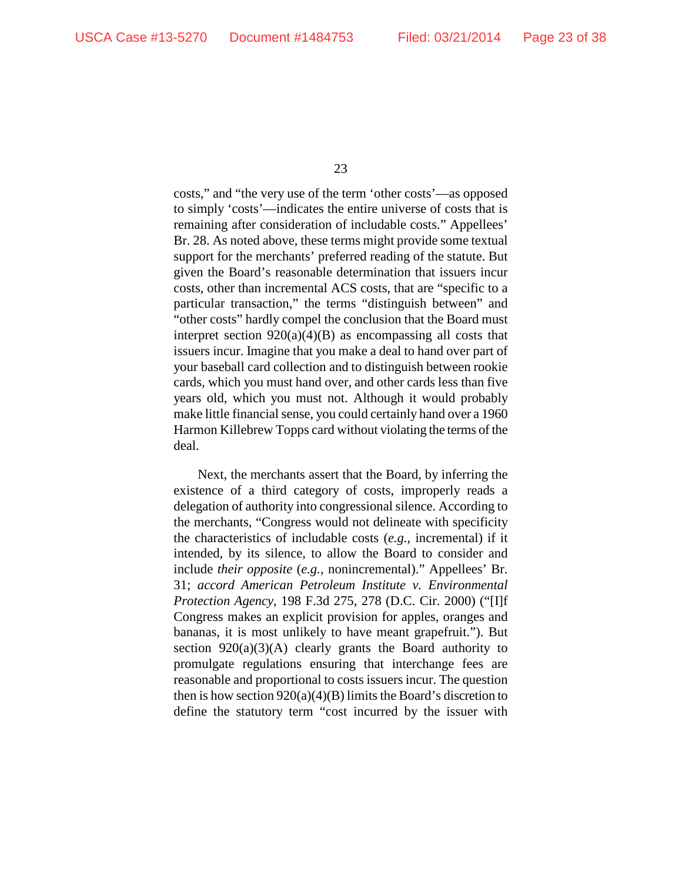costs," and "the very use of the term 'other costs'—as opposed to simply 'costs'—indicates the entire universe of costs that is remaining after consideration of includable costs." Appellees' Br. 28. As noted above, these terms might provide some textual support for the merchants' preferred reading of the statute. But given the Board's reasonable determination that issuers incur costs, other than incremental ACS costs, that are "specific to a particular transaction," the terms "distinguish between" and "other costs" hardly compel the conclusion that the Board must interpret section 920(a)(4)(B) as encompassing all costs that issuers incur. Imagine that you make a deal to hand over part of your baseball card collection and to distinguish between rookie cards, which you must hand over, and other cards less than five years old, which you must not. Although it would probably make little financial sense, you could certainly hand over a 1960 Harmon Killebrew Topps card without violating the terms of the deal.

Next, the merchants assert that the Board, by inferring the existence of a third category of costs, improperly reads a delegation of authority into congressional silence. According to the merchants, "Congress would not delineate with specificity the characteristics of includable costs (*e.g.*, incremental) if it intended, by its silence, to allow the Board to consider and include *their opposite* (*e.g.*, nonincremental)." Appellees' Br. 31; *accord American Petroleum Institute v. Environmental Protection Agency*, 198 F.3d 275, 278 (D.C. Cir. 2000) ("[I]f Congress makes an explicit provision for apples, oranges and bananas, it is most unlikely to have meant grapefruit."). But section 920(a)(3)(A) clearly grants the Board authority to promulgate regulations ensuring that interchange fees are reasonable and proportional to costs issuers incur. The question then is how section 920(a)(4)(B) limits the Board's discretion to define the statutory term "cost incurred by the issuer with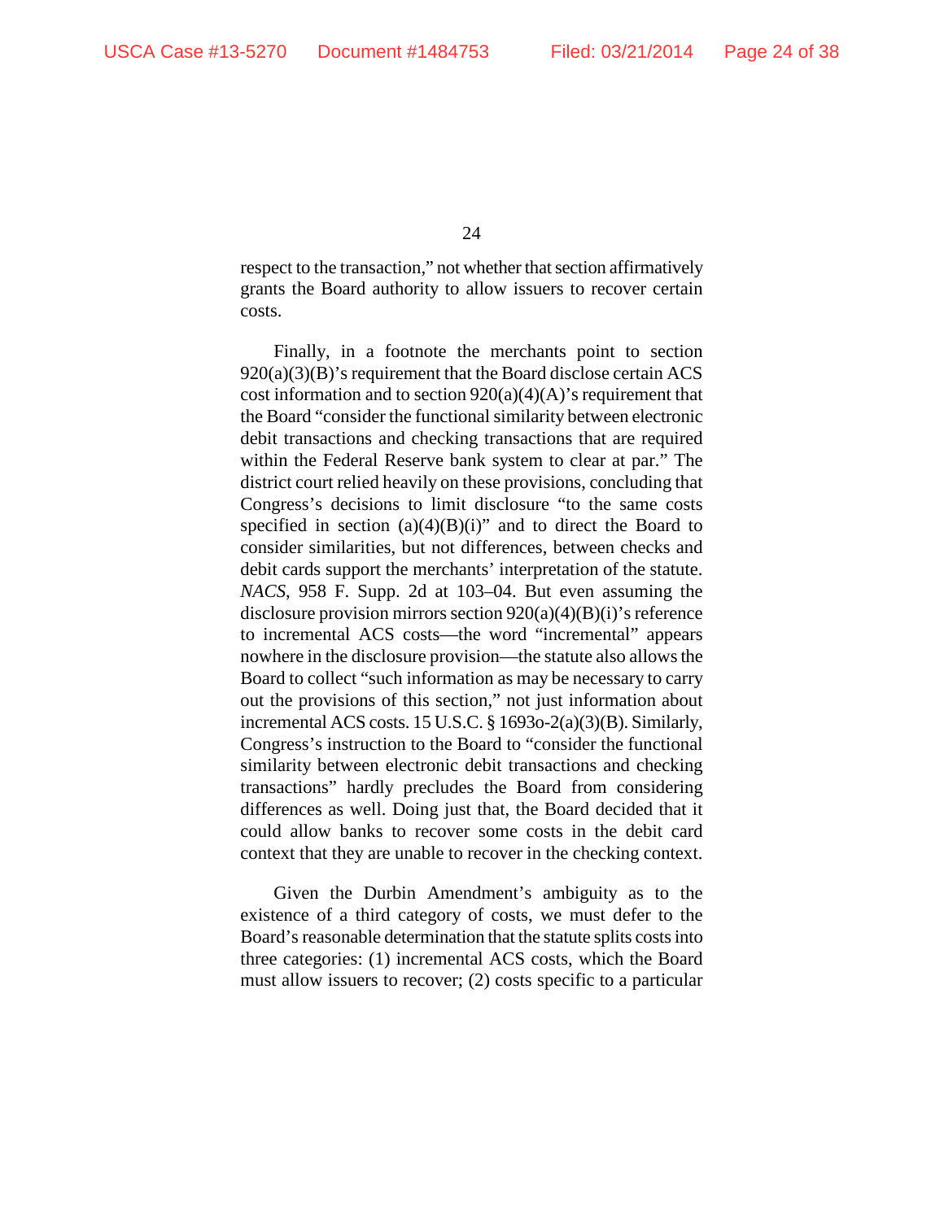respect to the transaction," not whether that section affirmatively grants the Board authority to allow issuers to recover certain costs.

Finally, in a footnote the merchants point to section 920(a)(3)(B)'s requirement that the Board disclose certain ACS cost information and to section 920(a)(4)(A)'s requirement that the Board "consider the functional similarity between electronic debit transactions and checking transactions that are required within the Federal Reserve bank system to clear at par." The district court relied heavily on these provisions, concluding that Congress's decisions to limit disclosure "to the same costs specified in section (a)(4)(B)(i)" and to direct the Board to consider similarities, but not differences, between checks and debit cards support the merchants' interpretation of the statute. *NACS*, 958 F. Supp. 2d at 103–04. But even assuming the disclosure provision mirrors section 920(a)(4)(B)(i)'s reference to incremental ACS costs—the word "incremental" appears nowhere in the disclosure provision—the statute also allows the Board to collect "such information as may be necessary to carry out the provisions of this section," not just information about incremental ACS costs. 15 U.S.C. § 1693o-2(a)(3)(B). Similarly, Congress's instruction to the Board to "consider the functional similarity between electronic debit transactions and checking transactions" hardly precludes the Board from considering differences as well. Doing just that, the Board decided that it could allow banks to recover some costs in the debit card context that they are unable to recover in the checking context.

Given the Durbin Amendment's ambiguity as to the existence of a third category of costs, we must defer to the Board's reasonable determination that the statute splits costs into three categories: (1) incremental ACS costs, which the Board must allow issuers to recover; (2) costs specific to a particular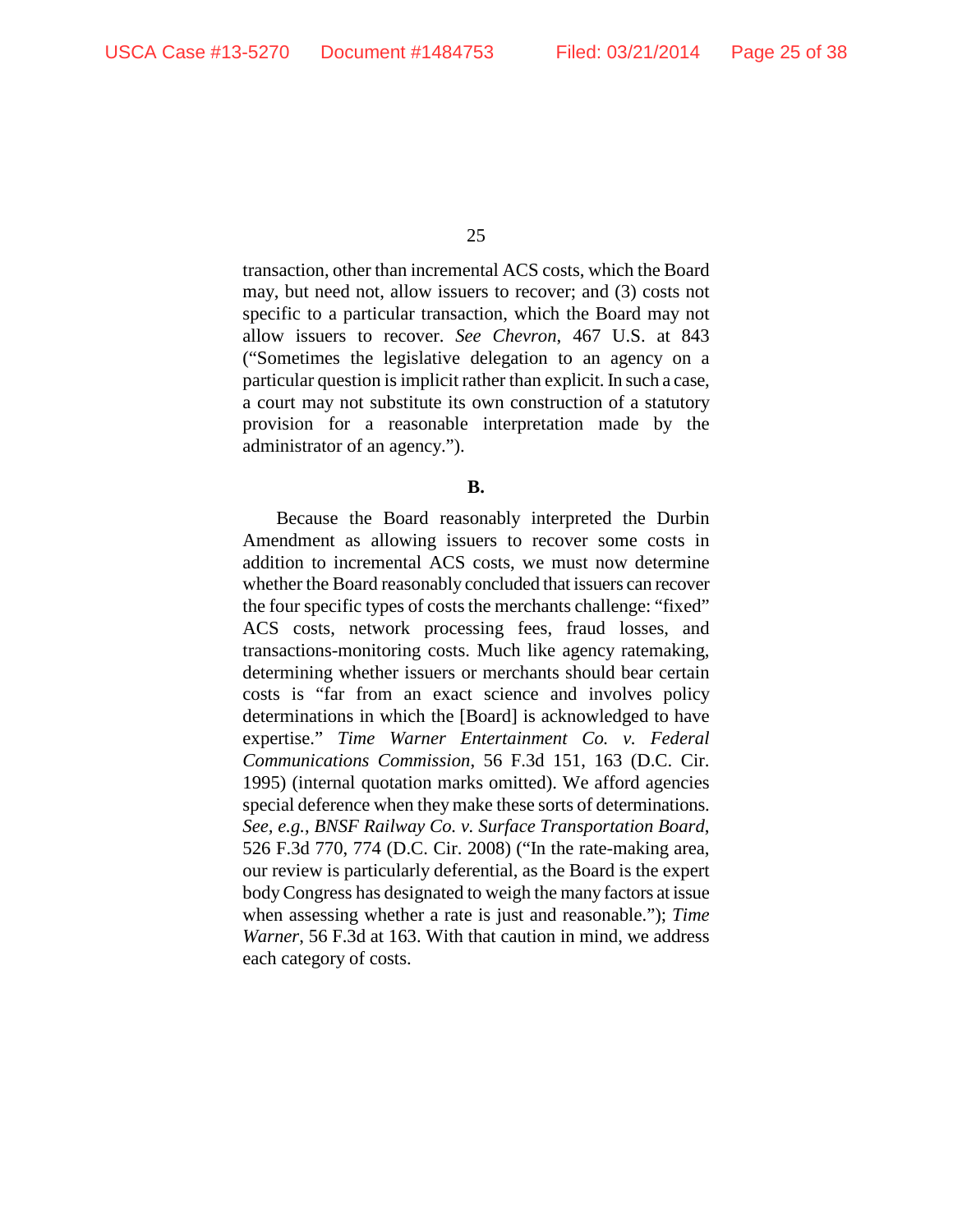transaction, other than incremental ACS costs, which the Board may, but need not, allow issuers to recover; and (3) costs not specific to a particular transaction, which the Board may not allow issuers to recover. *See Chevron*, 467 U.S. at 843 ("Sometimes the legislative delegation to an agency on a particular question is implicit rather than explicit. In such a case, a court may not substitute its own construction of a statutory provision for a reasonable interpretation made by the administrator of an agency.").

**B.**

Because the Board reasonably interpreted the Durbin Amendment as allowing issuers to recover some costs in addition to incremental ACS costs, we must now determine whether the Board reasonably concluded that issuers can recover the four specific types of costs the merchants challenge: "fixed" ACS costs, network processing fees, fraud losses, and transactions-monitoring costs. Much like agency ratemaking, determining whether issuers or merchants should bear certain costs is "far from an exact science and involves policy determinations in which the [Board] is acknowledged to have expertise." *Time Warner Entertainment Co. v. Federal Communications Commission*, 56 F.3d 151, 163 (D.C. Cir. 1995) (internal quotation marks omitted). We afford agencies special deference when they make these sorts of determinations. *See, e.g.*, *BNSF Railway Co. v. Surface Transportation Board*, 526 F.3d 770, 774 (D.C. Cir. 2008) ("In the rate-making area, our review is particularly deferential, as the Board is the expert body Congress has designated to weigh the many factors at issue when assessing whether a rate is just and reasonable."); *Time Warner*, 56 F.3d at 163. With that caution in mind, we address each category of costs.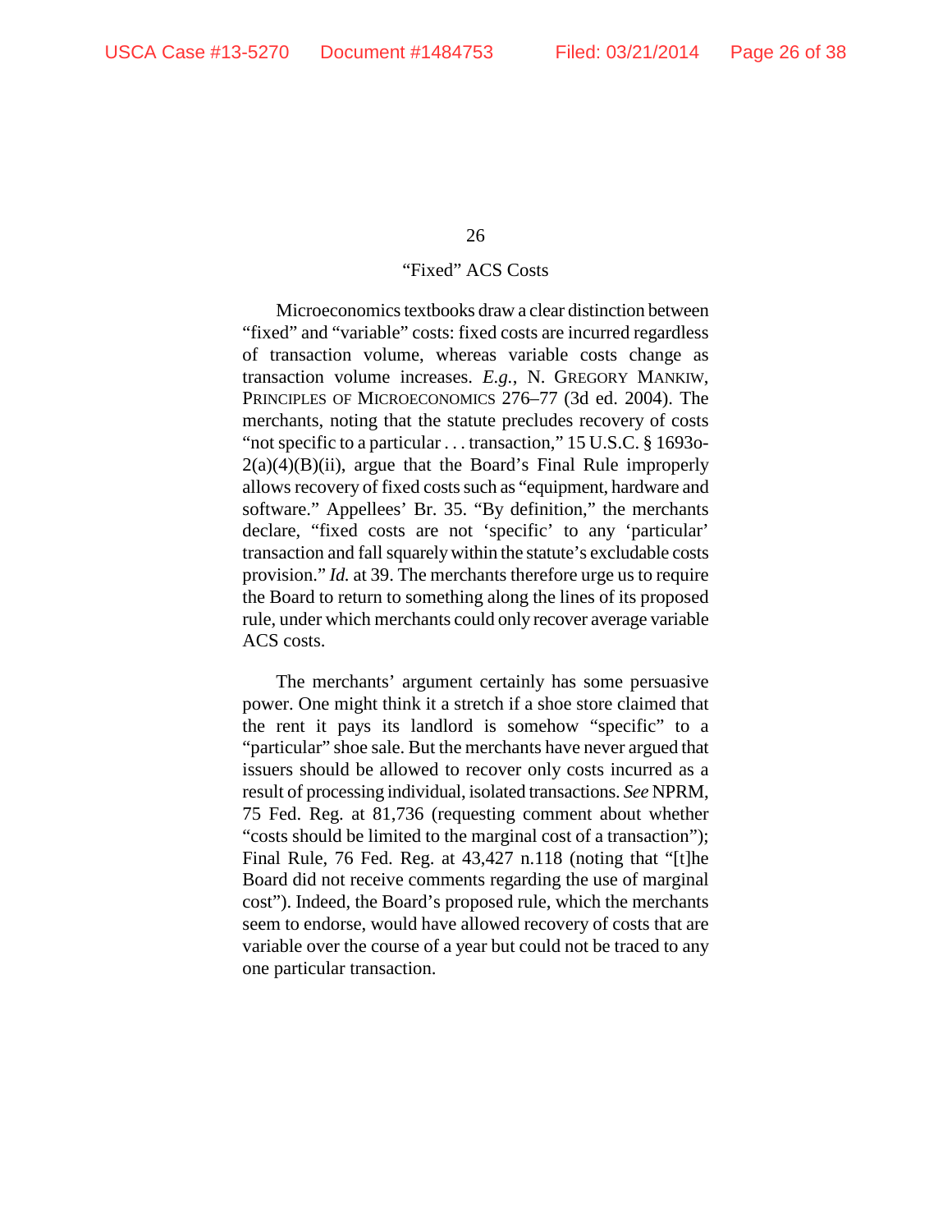## "Fixed" ACS Costs

Microeconomics textbooks draw a clear distinction between "fixed" and "variable" costs: fixed costs are incurred regardless of transaction volume, whereas variable costs change as transaction volume increases. *E.g.*, N. GREGORY MANKIW, PRINCIPLES OF MICROECONOMICS 276–77 (3d ed. 2004). The merchants, noting that the statute precludes recovery of costs "not specific to a particular . . . transaction," 15 U.S.C. § 1693o-2(a)(4)(B)(ii), argue that the Board's Final Rule improperly allows recovery of fixed costs such as "equipment, hardware and software." Appellees' Br. 35. "By definition," the merchants declare, "fixed costs are not 'specific' to any 'particular' transaction and fall squarely within the statute's excludable costs provision." *Id.* at 39. The merchants therefore urge us to require the Board to return to something along the lines of its proposed rule, under which merchants could only recover average variable ACS costs.

The merchants' argument certainly has some persuasive power. One might think it a stretch if a shoe store claimed that the rent it pays its landlord is somehow "specific" to a "particular" shoe sale. But the merchants have never argued that issuers should be allowed to recover only costs incurred as a result of processing individual, isolated transactions. *See* NPRM, 75 Fed. Reg. at 81,736 (requesting comment about whether "costs should be limited to the marginal cost of a transaction"); Final Rule, 76 Fed. Reg. at 43,427 n.118 (noting that "[t]he Board did not receive comments regarding the use of marginal cost"). Indeed, the Board's proposed rule, which the merchants seem to endorse, would have allowed recovery of costs that are variable over the course of a year but could not be traced to any one particular transaction.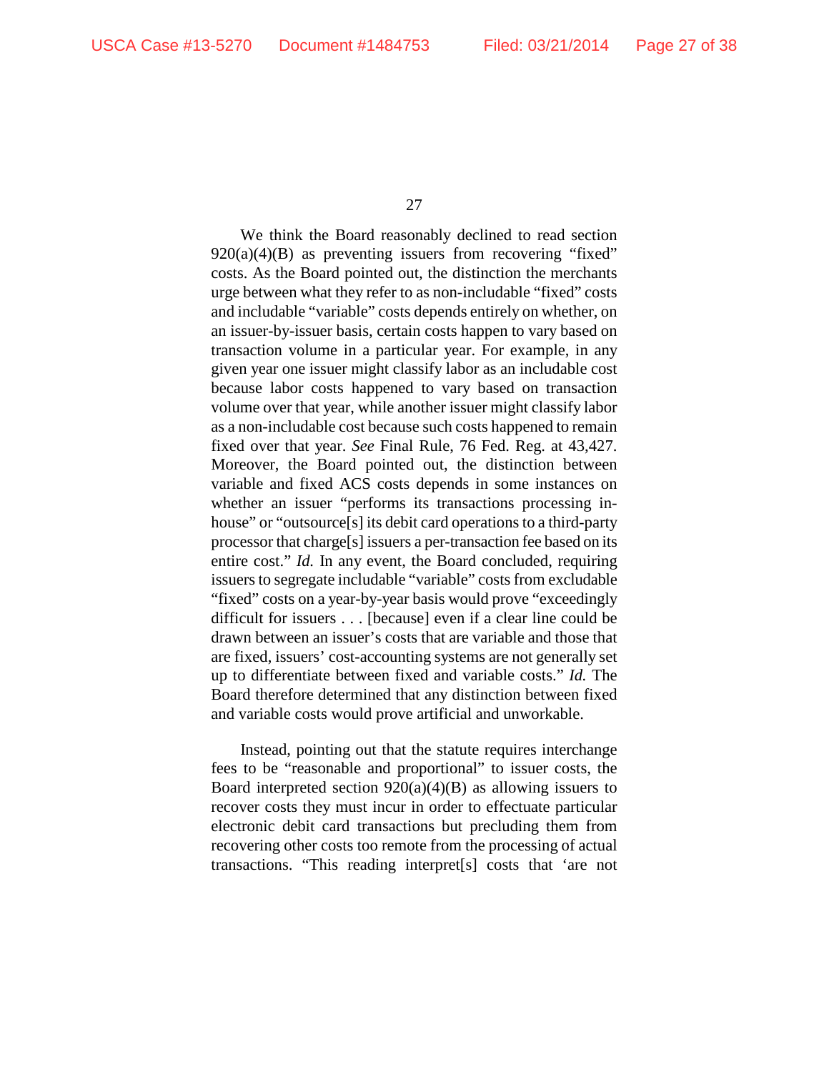We think the Board reasonably declined to read section 920(a)(4)(B) as preventing issuers from recovering "fixed" costs. As the Board pointed out, the distinction the merchants urge between what they refer to as non-includable "fixed" costs and includable "variable" costs depends entirely on whether, on an issuer-by-issuer basis, certain costs happen to vary based on transaction volume in a particular year. For example, in any given year one issuer might classify labor as an includable cost because labor costs happened to vary based on transaction volume over that year, while another issuer might classify labor as a non-includable cost because such costs happened to remain fixed over that year. *See* Final Rule, 76 Fed. Reg. at 43,427. Moreover, the Board pointed out, the distinction between variable and fixed ACS costs depends in some instances on whether an issuer "performs its transactions processing in-house" or "outsource[s] its debit card operations to a third-party processor that charge[s] issuers a per-transaction fee based on its entire cost." *Id.* In any event, the Board concluded, requiring issuers to segregate includable "variable" costs from excludable "fixed" costs on a year-by-year basis would prove "exceedingly difficult for issuers . . . [because] even if a clear line could be drawn between an issuer's costs that are variable and those that are fixed, issuers' cost-accounting systems are not generally set up to differentiate between fixed and variable costs." *Id.* The Board therefore determined that any distinction between fixed and variable costs would prove artificial and unworkable.

Instead, pointing out that the statute requires interchange fees to be "reasonable and proportional" to issuer costs, the Board interpreted section 920(a)(4)(B) as allowing issuers to recover costs they must incur in order to effectuate particular electronic debit card transactions but precluding them from recovering other costs too remote from the processing of actual transactions. "This reading interpret[s] costs that 'are not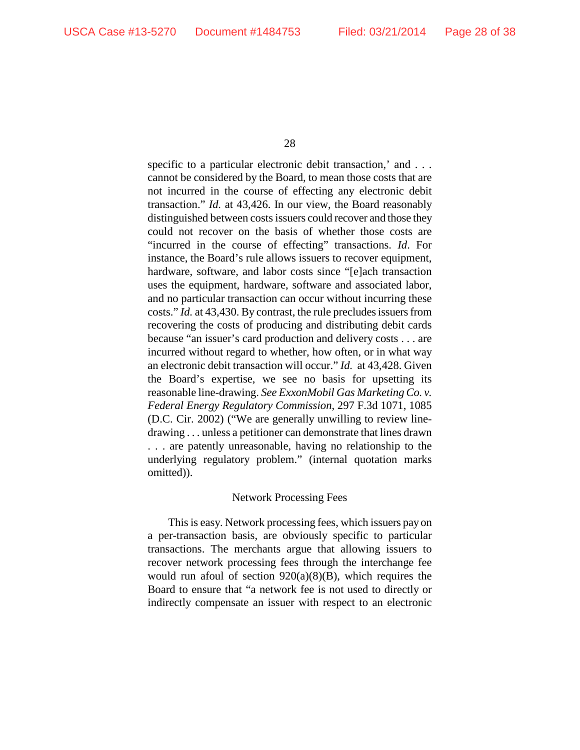specific to a particular electronic debit transaction,' and . . . cannot be considered by the Board, to mean those costs that are not incurred in the course of effecting any electronic debit transaction." *Id.* at 43,426. In our view, the Board reasonably distinguished between costs issuers could recover and those they could not recover on the basis of whether those costs are "incurred in the course of effecting" transactions. *Id*. For instance, the Board's rule allows issuers to recover equipment, hardware, software, and labor costs since "[e]ach transaction uses the equipment, hardware, software and associated labor, and no particular transaction can occur without incurring these costs." *Id.* at 43,430. By contrast, the rule precludes issuers from recovering the costs of producing and distributing debit cards because "an issuer's card production and delivery costs . . . are incurred without regard to whether, how often, or in what way an electronic debit transaction will occur." *Id.* at 43,428. Given the Board's expertise, we see no basis for upsetting its reasonable line-drawing. *See ExxonMobil Gas Marketing Co. v. Federal Energy Regulatory Commission*, 297 F.3d 1071, 1085 (D.C. Cir. 2002) ("We are generally unwilling to review line-drawing . . . unless a petitioner can demonstrate that lines drawn . . . are patently unreasonable, having no relationship to the underlying regulatory problem." (internal quotation marks omitted)).

### Network Processing Fees

This is easy. Network processing fees, which issuers pay on a per-transaction basis, are obviously specific to particular transactions. The merchants argue that allowing issuers to recover network processing fees through the interchange fee would run afoul of section 920(a)(8)(B), which requires the Board to ensure that "a network fee is not used to directly or indirectly compensate an issuer with respect to an electronic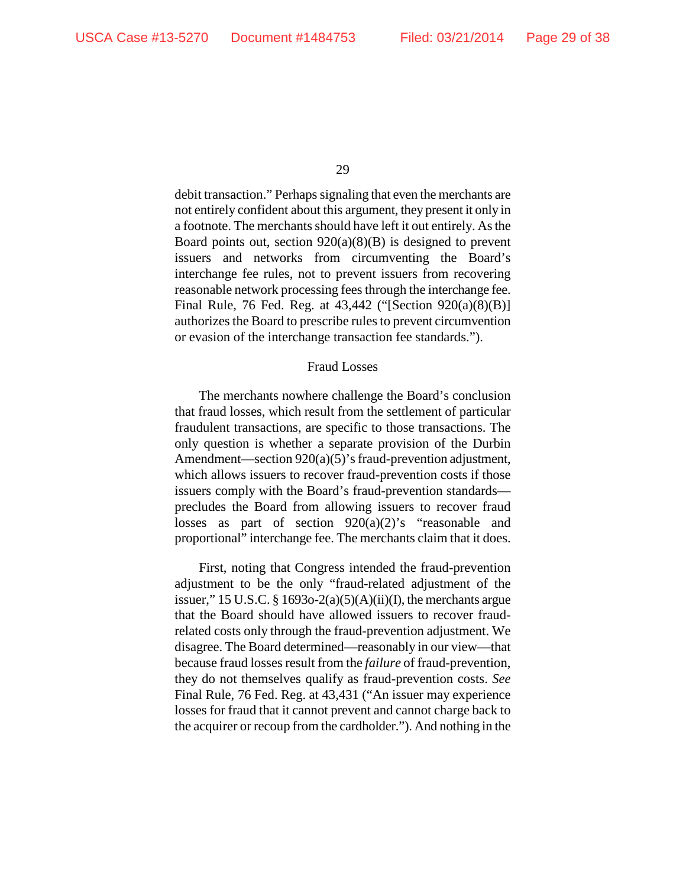debit transaction." Perhaps signaling that even the merchants are not entirely confident about this argument, they present it only in a footnote. The merchants should have left it out entirely. As the Board points out, section 920(a)(8)(B) is designed to prevent issuers and networks from circumventing the Board's interchange fee rules, not to prevent issuers from recovering reasonable network processing fees through the interchange fee. Final Rule, 76 Fed. Reg. at 43,442 ("[Section 920(a)(8)(B)] authorizes the Board to prescribe rules to prevent circumvention or evasion of the interchange transaction fee standards.").

### Fraud Losses

The merchants nowhere challenge the Board's conclusion that fraud losses, which result from the settlement of particular fraudulent transactions, are specific to those transactions. The only question is whether a separate provision of the Durbin Amendment—section 920(a)(5)'s fraud-prevention adjustment, which allows issuers to recover fraud-prevention costs if those issuers comply with the Board's fraud-prevention standards—precludes the Board from allowing issuers to recover fraud losses as part of section 920(a)(2)'s "reasonable and proportional" interchange fee. The merchants claim that it does.

First, noting that Congress intended the fraud-prevention adjustment to be the only "fraud-related adjustment of the issuer," 15 U.S.C. § 1693o-2(a)(5)(A)(ii)(I), the merchants argue that the Board should have allowed issuers to recover fraud-related costs only through the fraud-prevention adjustment. We disagree. The Board determined—reasonably in our view—that because fraud losses result from the *failure* of fraud-prevention, they do not themselves qualify as fraud-prevention costs. *See* Final Rule, 76 Fed. Reg. at 43,431 ("An issuer may experience losses for fraud that it cannot prevent and cannot charge back to the acquirer or recoup from the cardholder."). And nothing in the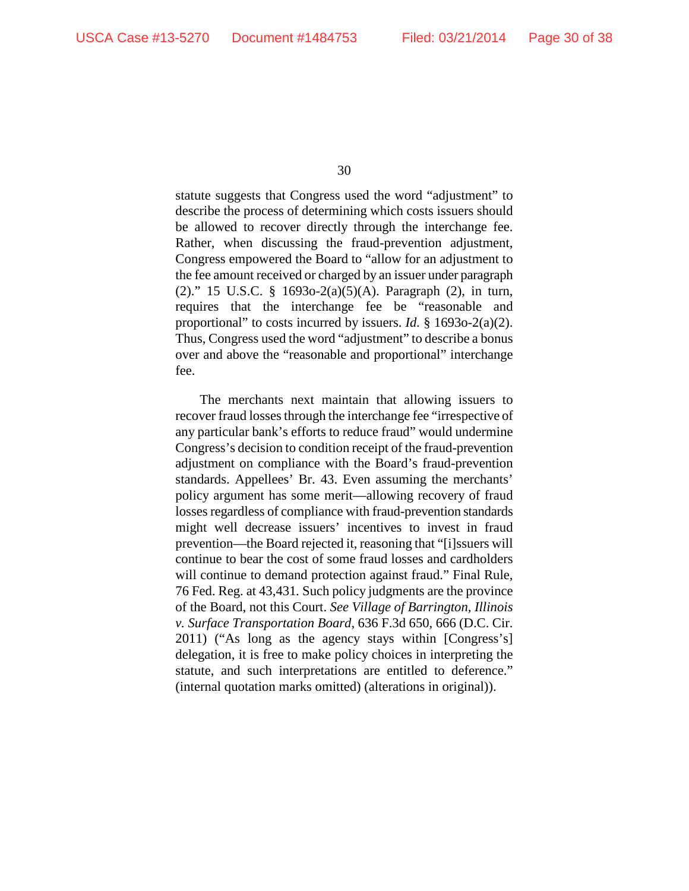statute suggests that Congress used the word "adjustment" to describe the process of determining which costs issuers should be allowed to recover directly through the interchange fee. Rather, when discussing the fraud-prevention adjustment, Congress empowered the Board to "allow for an adjustment to the fee amount received or charged by an issuer under paragraph (2)." 15 U.S.C. § 1693o-2(a)(5)(A). Paragraph (2), in turn, requires that the interchange fee be "reasonable and proportional" to costs incurred by issuers. *Id.* § 1693o-2(a)(2). Thus, Congress used the word "adjustment" to describe a bonus over and above the "reasonable and proportional" interchange fee.

The merchants next maintain that allowing issuers to recover fraud losses through the interchange fee "irrespective of any particular bank's efforts to reduce fraud" would undermine Congress's decision to condition receipt of the fraud-prevention adjustment on compliance with the Board's fraud-prevention standards. Appellees' Br. 43. Even assuming the merchants' policy argument has some merit—allowing recovery of fraud losses regardless of compliance with fraud-prevention standards might well decrease issuers' incentives to invest in fraud prevention—the Board rejected it, reasoning that "[i]ssuers will continue to bear the cost of some fraud losses and cardholders will continue to demand protection against fraud." Final Rule, 76 Fed. Reg. at 43,431. Such policy judgments are the province of the Board, not this Court. *See Village of Barrington, Illinois v. Surface Transportation Board*, 636 F.3d 650, 666 (D.C. Cir. 2011) ("As long as the agency stays within [Congress's] delegation, it is free to make policy choices in interpreting the statute, and such interpretations are entitled to deference." (internal quotation marks omitted) (alterations in original)).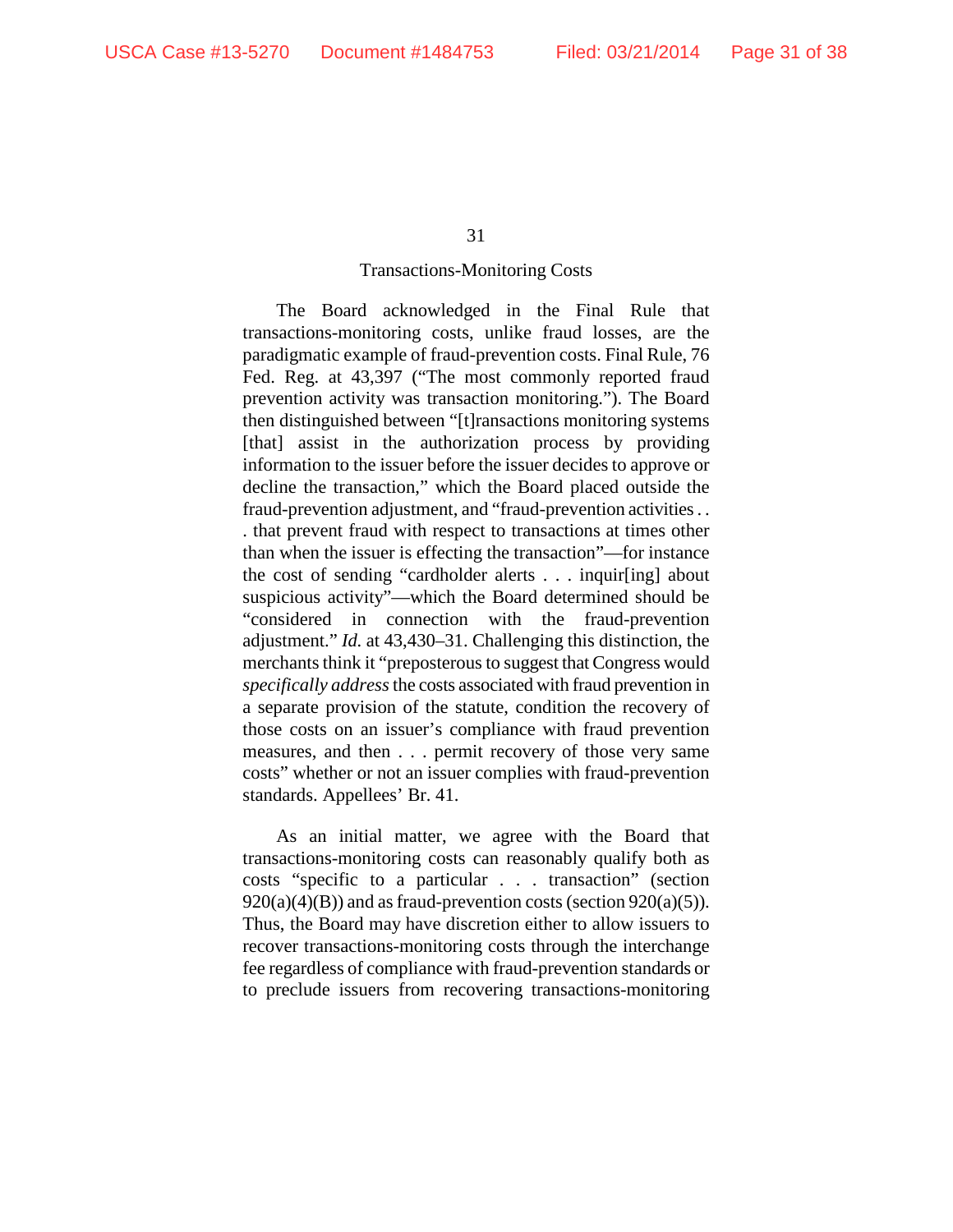### Transactions-Monitoring Costs

The Board acknowledged in the Final Rule that transactions-monitoring costs, unlike fraud losses, are the paradigmatic example of fraud-prevention costs. Final Rule, 76 Fed. Reg. at 43,397 ("The most commonly reported fraud prevention activity was transaction monitoring."). The Board then distinguished between "[t]ransactions monitoring systems [that] assist in the authorization process by providing information to the issuer before the issuer decides to approve or decline the transaction," which the Board placed outside the fraud-prevention adjustment, and "fraud-prevention activities . . . that prevent fraud with respect to transactions at times other than when the issuer is effecting the transaction"—for instance the cost of sending "cardholder alerts . . . inquir[ing] about suspicious activity"—which the Board determined should be "considered in connection with the fraud-prevention adjustment." *Id.* at 43,430–31. Challenging this distinction, the merchants think it "preposterous to suggest that Congress would *specifically address* the costs associated with fraud prevention in a separate provision of the statute, condition the recovery of those costs on an issuer's compliance with fraud prevention measures, and then . . . permit recovery of those very same costs" whether or not an issuer complies with fraud-prevention standards. Appellees' Br. 41.

As an initial matter, we agree with the Board that transactions-monitoring costs can reasonably qualify both as costs "specific to a particular . . . transaction" (section 920(a)(4)(B)) and as fraud-prevention costs (section 920(a)(5)). Thus, the Board may have discretion either to allow issuers to recover transactions-monitoring costs through the interchange fee regardless of compliance with fraud-prevention standards or to preclude issuers from recovering transactions-monitoring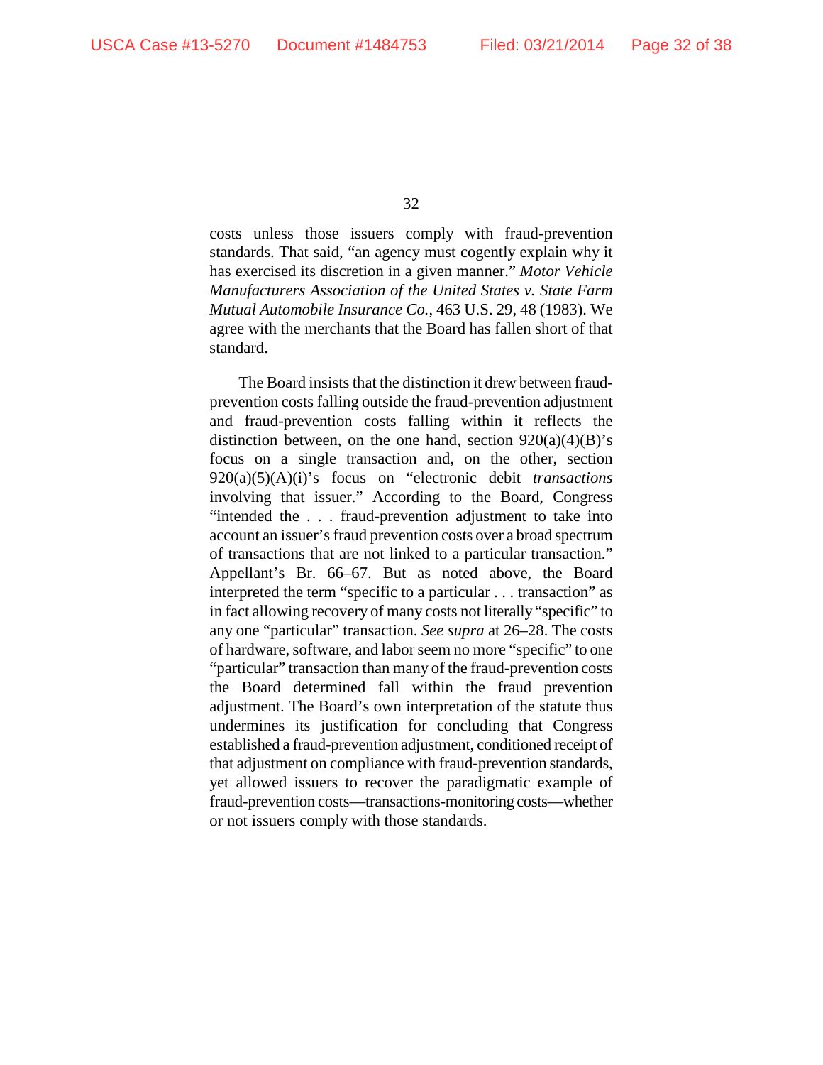costs unless those issuers comply with fraud-prevention standards. That said, "an agency must cogently explain why it has exercised its discretion in a given manner." *Motor Vehicle Manufacturers Association of the United States v. State Farm Mutual Automobile Insurance Co.*, 463 U.S. 29, 48 (1983). We agree with the merchants that the Board has fallen short of that standard.

The Board insists that the distinction it drew between fraud-prevention costs falling outside the fraud-prevention adjustment and fraud-prevention costs falling within it reflects the distinction between, on the one hand, section 920(a)(4)(B)'s focus on a single transaction and, on the other, section 920(a)(5)(A)(i)'s focus on "electronic debit *transactions* involving that issuer." According to the Board, Congress "intended the . . . fraud-prevention adjustment to take into account an issuer's fraud prevention costs over a broad spectrum of transactions that are not linked to a particular transaction." Appellant's Br. 66–67. But as noted above, the Board interpreted the term "specific to a particular . . . transaction" as in fact allowing recovery of many costs not literally "specific" to any one "particular" transaction. *See supra* at 26–28. The costs of hardware, software, and labor seem no more "specific" to one "particular" transaction than many of the fraud-prevention costs the Board determined fall within the fraud prevention adjustment. The Board's own interpretation of the statute thus undermines its justification for concluding that Congress established a fraud-prevention adjustment, conditioned receipt of that adjustment on compliance with fraud-prevention standards, yet allowed issuers to recover the paradigmatic example of fraud-prevention costs—transactions-monitoring costs—whether or not issuers comply with those standards.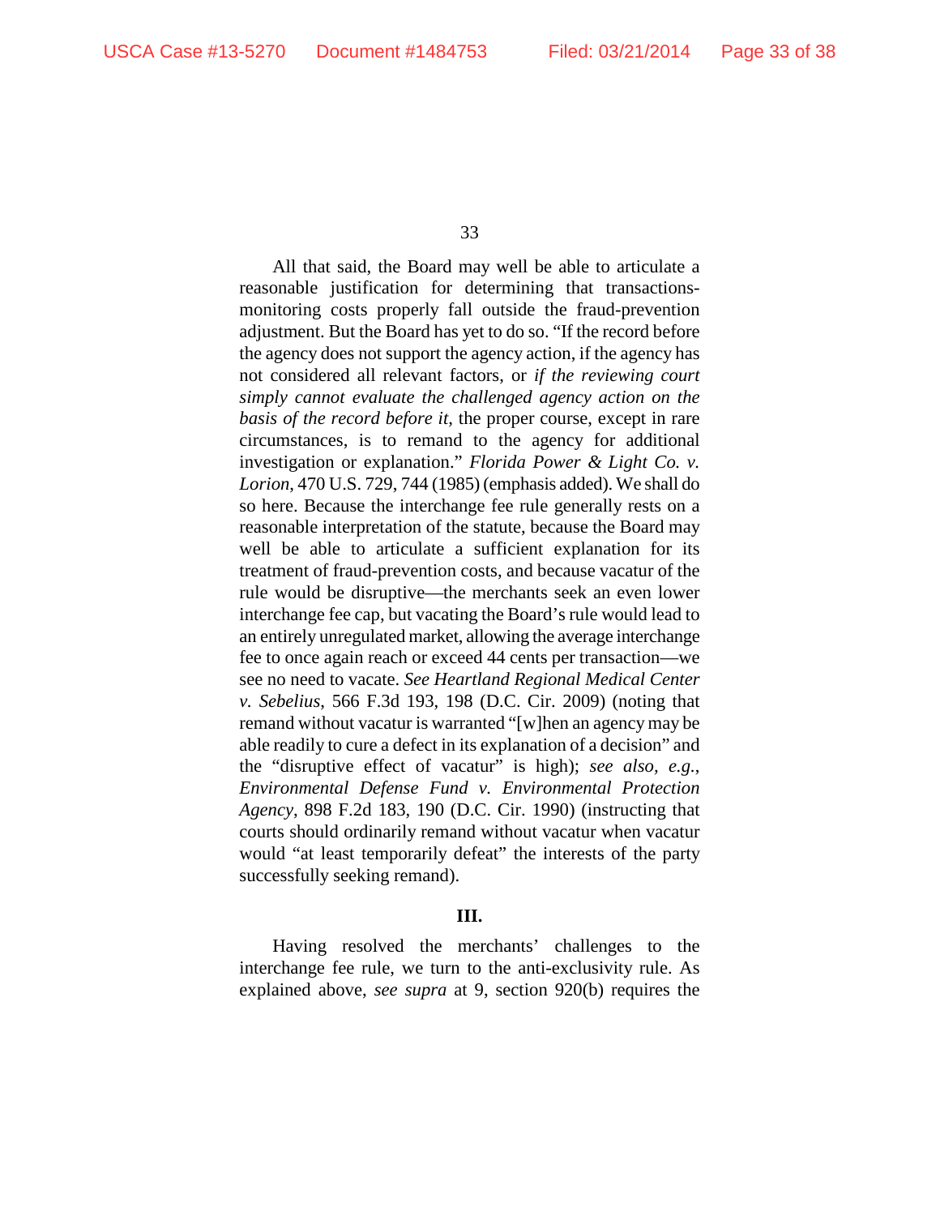All that said, the Board may well be able to articulate a reasonable justification for determining that transactions-monitoring costs properly fall outside the fraud-prevention adjustment. But the Board has yet to do so. "If the record before the agency does not support the agency action, if the agency has not considered all relevant factors, or *if the reviewing court simply cannot evaluate the challenged agency action on the basis of the record before it,* the proper course, except in rare circumstances, is to remand to the agency for additional investigation or explanation." *Florida Power & Light Co. v. Lorion*, 470 U.S. 729, 744 (1985) (emphasis added). We shall do so here. Because the interchange fee rule generally rests on a reasonable interpretation of the statute, because the Board may well be able to articulate a sufficient explanation for its treatment of fraud-prevention costs, and because vacatur of the rule would be disruptive—the merchants seek an even lower interchange fee cap, but vacating the Board's rule would lead to an entirely unregulated market, allowing the average interchange fee to once again reach or exceed 44 cents per transaction—we see no need to vacate. *See Heartland Regional Medical Center v. Sebelius*, 566 F.3d 193, 198 (D.C. Cir. 2009) (noting that remand without vacatur is warranted "[w]hen an agency may be able readily to cure a defect in its explanation of a decision" and the "disruptive effect of vacatur" is high); *see also*, *e.g.*, *Environmental Defense Fund v. Environmental Protection Agency*, 898 F.2d 183, 190 (D.C. Cir. 1990) (instructing that courts should ordinarily remand without vacatur when vacatur would "at least temporarily defeat" the interests of the party successfully seeking remand).

## III.

Having resolved the merchants' challenges to the interchange fee rule, we turn to the anti-exclusivity rule. As explained above, *see supra* at 9, section 920(b) requires the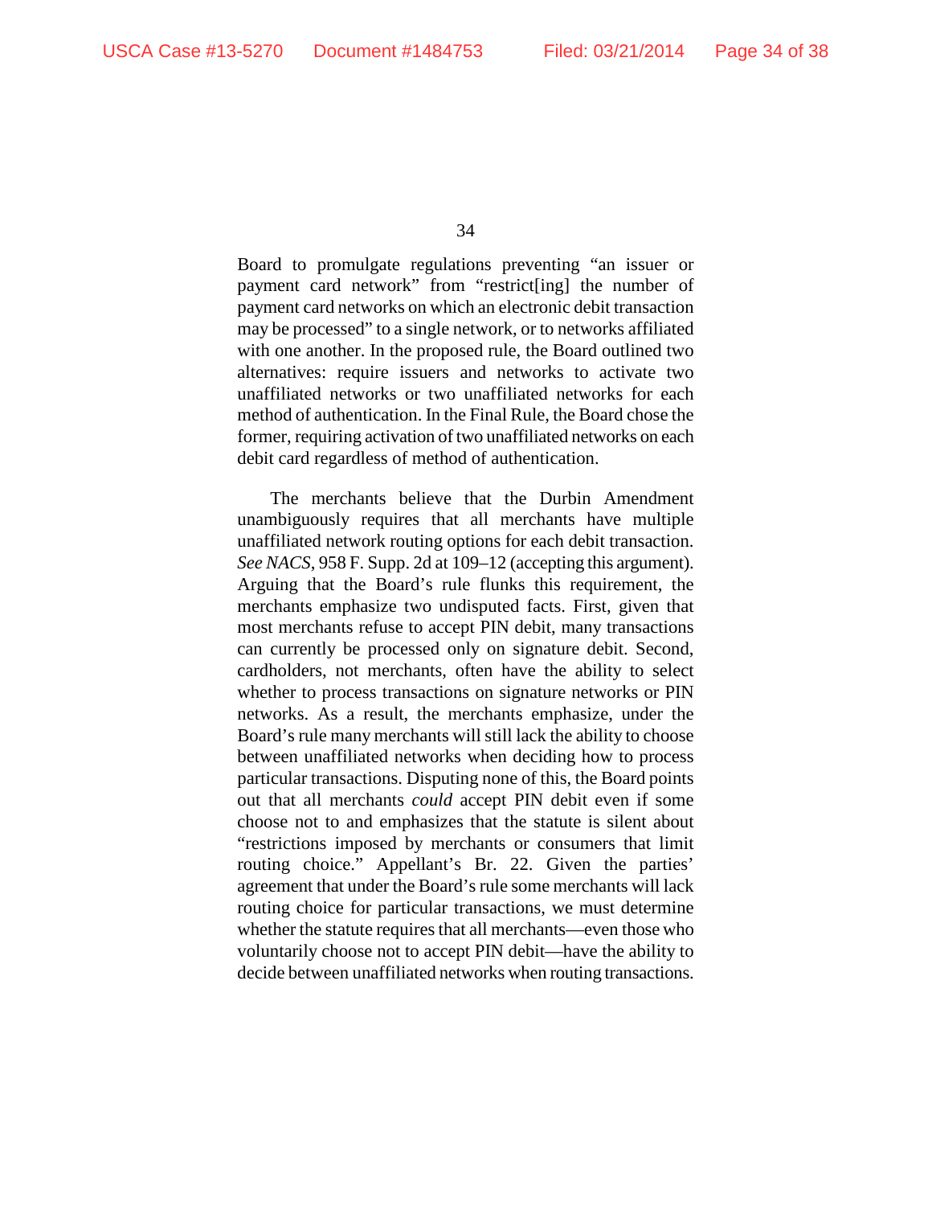Board to promulgate regulations preventing "an issuer or payment card network" from "restrict[ing] the number of payment card networks on which an electronic debit transaction may be processed" to a single network, or to networks affiliated with one another. In the proposed rule, the Board outlined two alternatives: require issuers and networks to activate two unaffiliated networks or two unaffiliated networks for each method of authentication. In the Final Rule, the Board chose the former, requiring activation of two unaffiliated networks on each debit card regardless of method of authentication.

The merchants believe that the Durbin Amendment unambiguously requires that all merchants have multiple unaffiliated network routing options for each debit transaction. *See NACS*, 958 F. Supp. 2d at 109–12 (accepting this argument). Arguing that the Board's rule flunks this requirement, the merchants emphasize two undisputed facts. First, given that most merchants refuse to accept PIN debit, many transactions can currently be processed only on signature debit. Second, cardholders, not merchants, often have the ability to select whether to process transactions on signature networks or PIN networks. As a result, the merchants emphasize, under the Board's rule many merchants will still lack the ability to choose between unaffiliated networks when deciding how to process particular transactions. Disputing none of this, the Board points out that all merchants *could* accept PIN debit even if some choose not to and emphasizes that the statute is silent about "restrictions imposed by merchants or consumers that limit routing choice." Appellant's Br. 22. Given the parties' agreement that under the Board's rule some merchants will lack routing choice for particular transactions, we must determine whether the statute requires that all merchants—even those who voluntarily choose not to accept PIN debit—have the ability to decide between unaffiliated networks when routing transactions.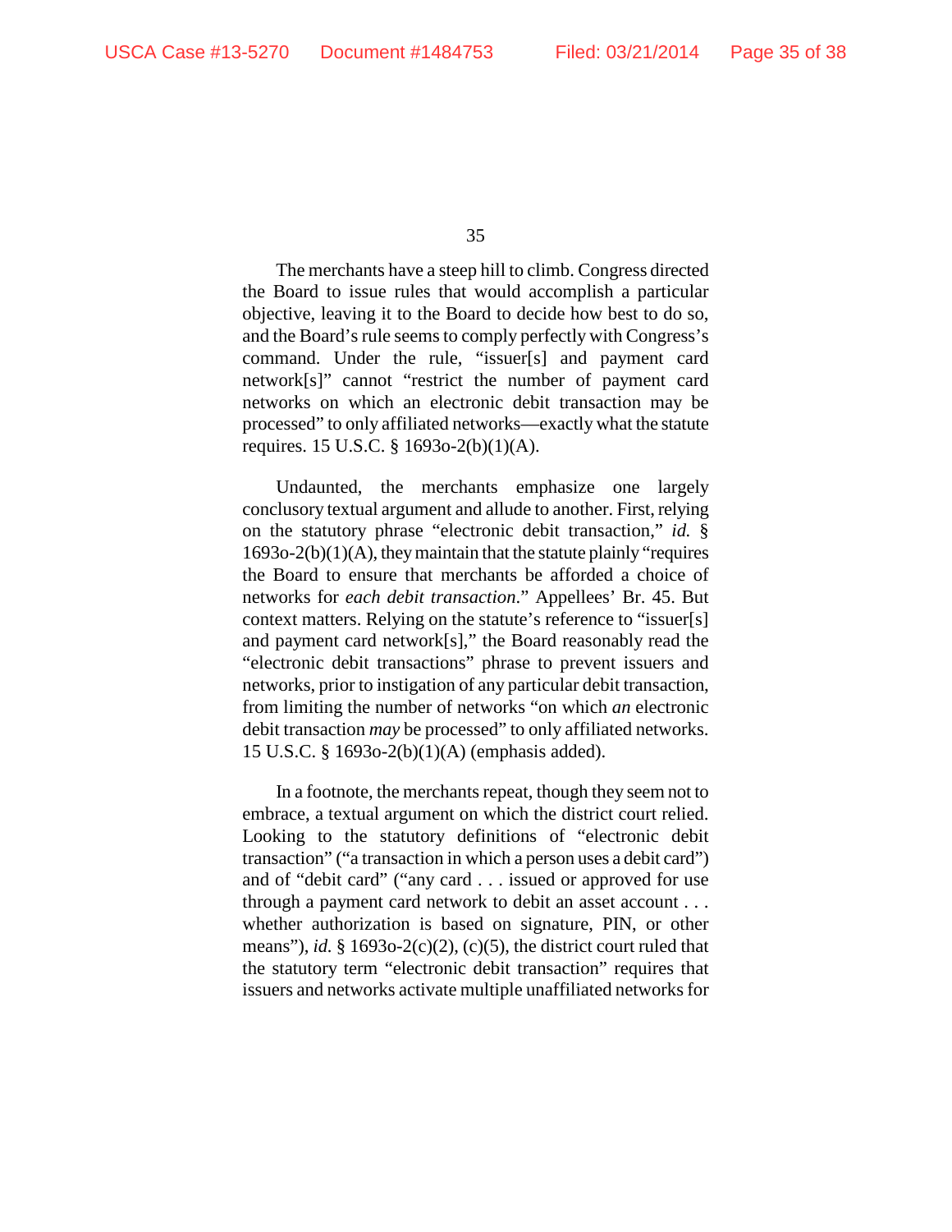The merchants have a steep hill to climb. Congress directed the Board to issue rules that would accomplish a particular objective, leaving it to the Board to decide how best to do so, and the Board's rule seems to comply perfectly with Congress's command. Under the rule, "issuer[s] and payment card network[s]" cannot "restrict the number of payment card networks on which an electronic debit transaction may be processed" to only affiliated networks—exactly what the statute requires. 15 U.S.C. § 1693o-2(b)(1)(A).

Undaunted, the merchants emphasize one largely conclusory textual argument and allude to another. First, relying on the statutory phrase "electronic debit transaction," *id.* § 1693o-2(b)(1)(A), they maintain that the statute plainly "requires the Board to ensure that merchants be afforded a choice of networks for *each debit transaction*." Appellees' Br. 45. But context matters. Relying on the statute's reference to "issuer[s] and payment card network[s]," the Board reasonably read the "electronic debit transactions" phrase to prevent issuers and networks, prior to instigation of any particular debit transaction, from limiting the number of networks "on which *an* electronic debit transaction *may* be processed" to only affiliated networks. 15 U.S.C. § 1693o-2(b)(1)(A) (emphasis added).

In a footnote, the merchants repeat, though they seem not to embrace, a textual argument on which the district court relied. Looking to the statutory definitions of "electronic debit transaction" ("a transaction in which a person uses a debit card") and of "debit card" ("any card . . . issued or approved for use through a payment card network to debit an asset account . . . whether authorization is based on signature, PIN, or other means"), *id.* § 1693o-2(c)(2), (c)(5), the district court ruled that the statutory term "electronic debit transaction" requires that issuers and networks activate multiple unaffiliated networks for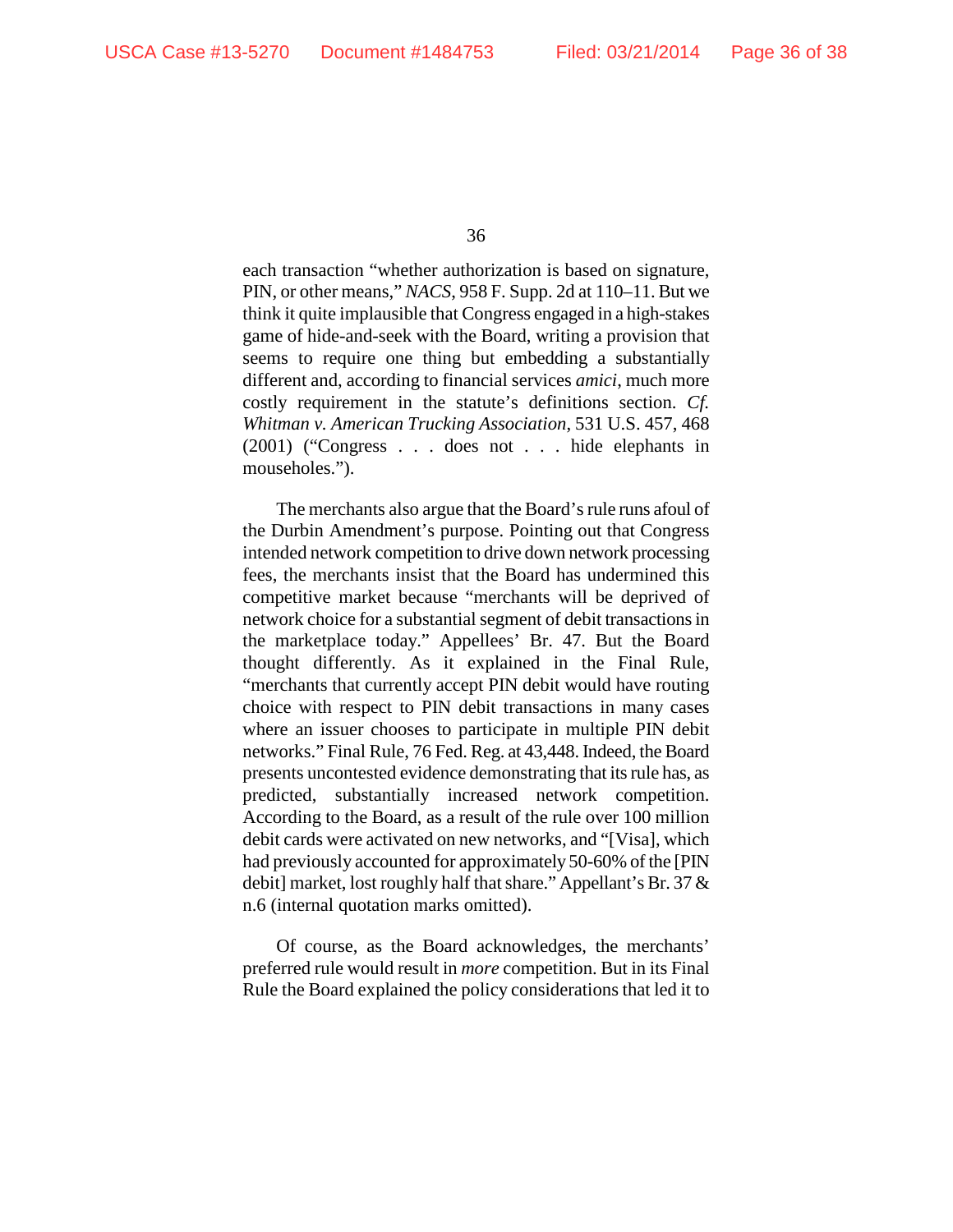each transaction "whether authorization is based on signature, PIN, or other means," *NACS*, 958 F. Supp. 2d at 110–11. But we think it quite implausible that Congress engaged in a high-stakes game of hide-and-seek with the Board, writing a provision that seems to require one thing but embedding a substantially different and, according to financial services *amici*, much more costly requirement in the statute's definitions section. *Cf. Whitman v. American Trucking Association*, 531 U.S. 457, 468 (2001) ("Congress . . . does not . . . hide elephants in mouseholes.").

The merchants also argue that the Board's rule runs afoul of the Durbin Amendment's purpose. Pointing out that Congress intended network competition to drive down network processing fees, the merchants insist that the Board has undermined this competitive market because "merchants will be deprived of network choice for a substantial segment of debit transactions in the marketplace today." Appellees' Br. 47. But the Board thought differently. As it explained in the Final Rule, "merchants that currently accept PIN debit would have routing choice with respect to PIN debit transactions in many cases where an issuer chooses to participate in multiple PIN debit networks." Final Rule, 76 Fed. Reg. at 43,448. Indeed, the Board presents uncontested evidence demonstrating that its rule has, as predicted, substantially increased network competition. According to the Board, as a result of the rule over 100 million debit cards were activated on new networks, and "[Visa], which had previously accounted for approximately 50-60% of the [PIN debit] market, lost roughly half that share." Appellant's Br. 37 & n.6 (internal quotation marks omitted).

Of course, as the Board acknowledges, the merchants' preferred rule would result in *more* competition. But in its Final Rule the Board explained the policy considerations that led it to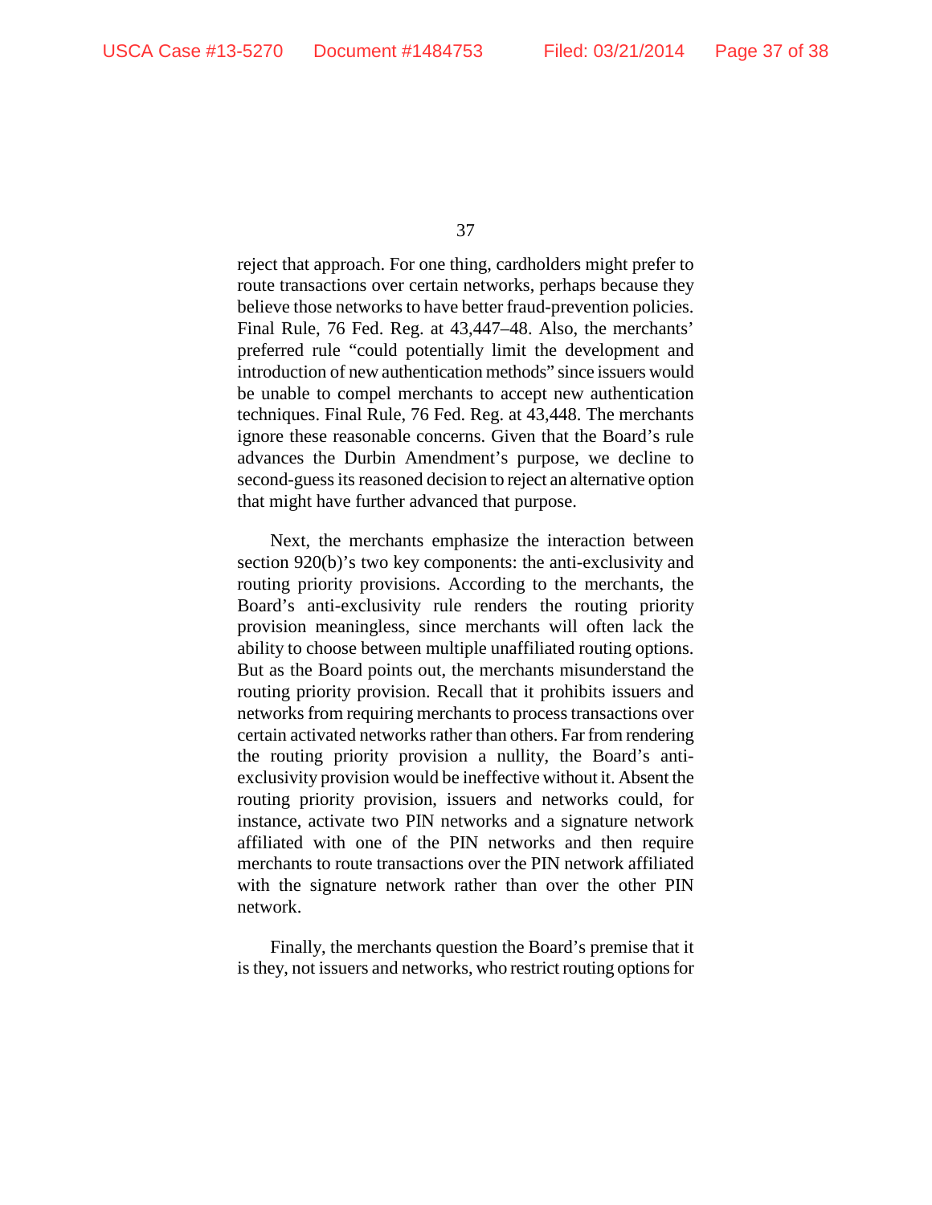reject that approach. For one thing, cardholders might prefer to route transactions over certain networks, perhaps because they believe those networks to have better fraud-prevention policies. Final Rule, 76 Fed. Reg. at 43,447–48. Also, the merchants' preferred rule "could potentially limit the development and introduction of new authentication methods" since issuers would be unable to compel merchants to accept new authentication techniques. Final Rule, 76 Fed. Reg. at 43,448. The merchants ignore these reasonable concerns. Given that the Board's rule advances the Durbin Amendment's purpose, we decline to second-guess its reasoned decision to reject an alternative option that might have further advanced that purpose.

Next, the merchants emphasize the interaction between section 920(b)'s two key components: the anti-exclusivity and routing priority provisions. According to the merchants, the Board's anti-exclusivity rule renders the routing priority provision meaningless, since merchants will often lack the ability to choose between multiple unaffiliated routing options. But as the Board points out, the merchants misunderstand the routing priority provision. Recall that it prohibits issuers and networks from requiring merchants to process transactions over certain activated networks rather than others. Far from rendering the routing priority provision a nullity, the Board's anti-exclusivity provision would be ineffective without it. Absent the routing priority provision, issuers and networks could, for instance, activate two PIN networks and a signature network affiliated with one of the PIN networks and then require merchants to route transactions over the PIN network affiliated with the signature network rather than over the other PIN network.

Finally, the merchants question the Board's premise that it is they, not issuers and networks, who restrict routing options for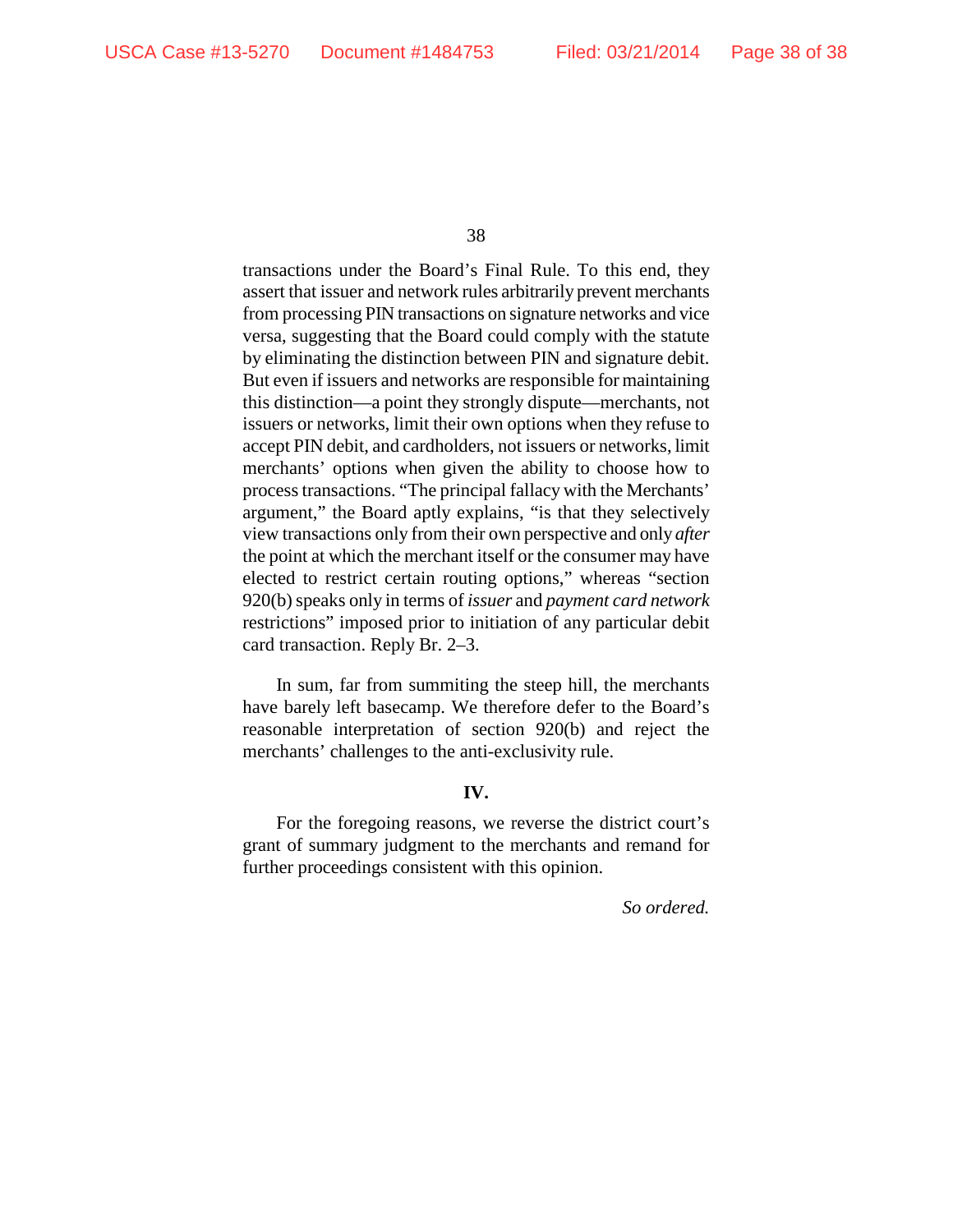transactions under the Board's Final Rule. To this end, they assert that issuer and network rules arbitrarily prevent merchants from processing PIN transactions on signature networks and vice versa, suggesting that the Board could comply with the statute by eliminating the distinction between PIN and signature debit. But even if issuers and networks are responsible for maintaining this distinction—a point they strongly dispute—merchants, not issuers or networks, limit their own options when they refuse to accept PIN debit, and cardholders, not issuers or networks, limit merchants' options when given the ability to choose how to process transactions. "The principal fallacy with the Merchants' argument," the Board aptly explains, "is that they selectively view transactions only from their own perspective and only *after* the point at which the merchant itself or the consumer may have elected to restrict certain routing options," whereas "section 920(b) speaks only in terms of *issuer* and *payment card network* restrictions" imposed prior to initiation of any particular debit card transaction. Reply Br. 2–3.

In sum, far from summiting the steep hill, the merchants have barely left basecamp. We therefore defer to the Board's reasonable interpretation of section 920(b) and reject the merchants' challenges to the anti-exclusivity rule.

## IV.

For the foregoing reasons, we reverse the district court's grant of summary judgment to the merchants and remand for further proceedings consistent with this opinion.

*So ordered.*